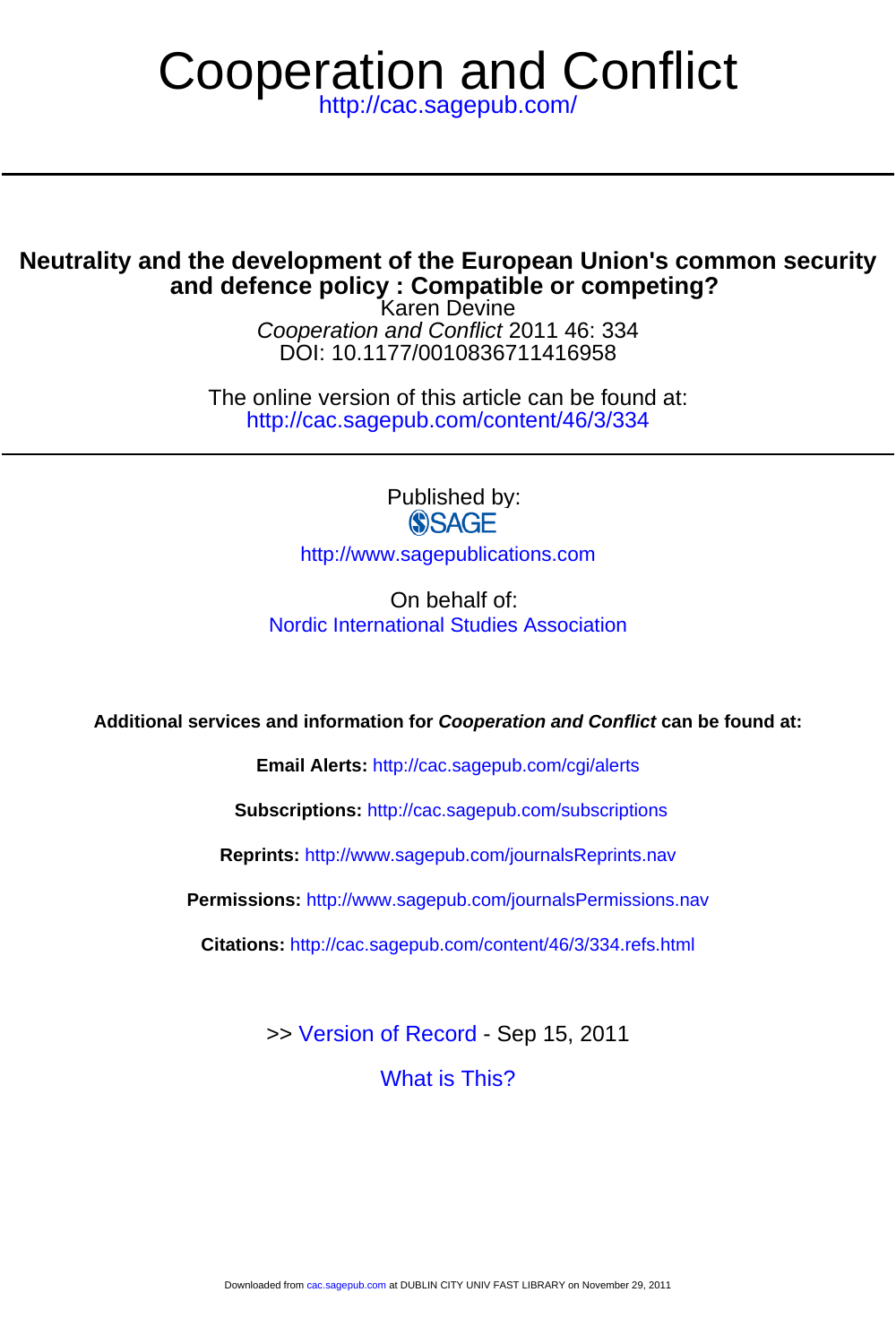# Cooperation and Conflict

http://cac.sagepub.com/

## Neutrality and the development of the European Union's common security and defence policy : Compatible or competing?

Karen Devine

*Cooperation and Conflict* 2011 46: 334

DOI: 10.1177/0010836711416958

The online version of this article can be found at:

http://cac.sagepub.com/content/46/3/334

Published by:

SAGE

http://www.sagepublications.com

On behalf of:

Nordic International Studies Association

**Additional services and information for *Cooperation and Conflict* can be found at:**

**Email Alerts:** http://cac.sagepub.com/cgi/alerts

**Subscriptions:** http://cac.sagepub.com/subscriptions

**Reprints:** http://www.sagepub.com/journalsReprints.nav

**Permissions:** http://www.sagepub.com/journalsPermissions.nav

**Citations:** http://cac.sagepub.com/content/46/3/334.refs.html

>> Version of Record - Sep 15, 2011

What is This?

Downloaded from cac.sagepub.com at DUBLIN CITY UNIV FAST LIBRARY on November 29, 2011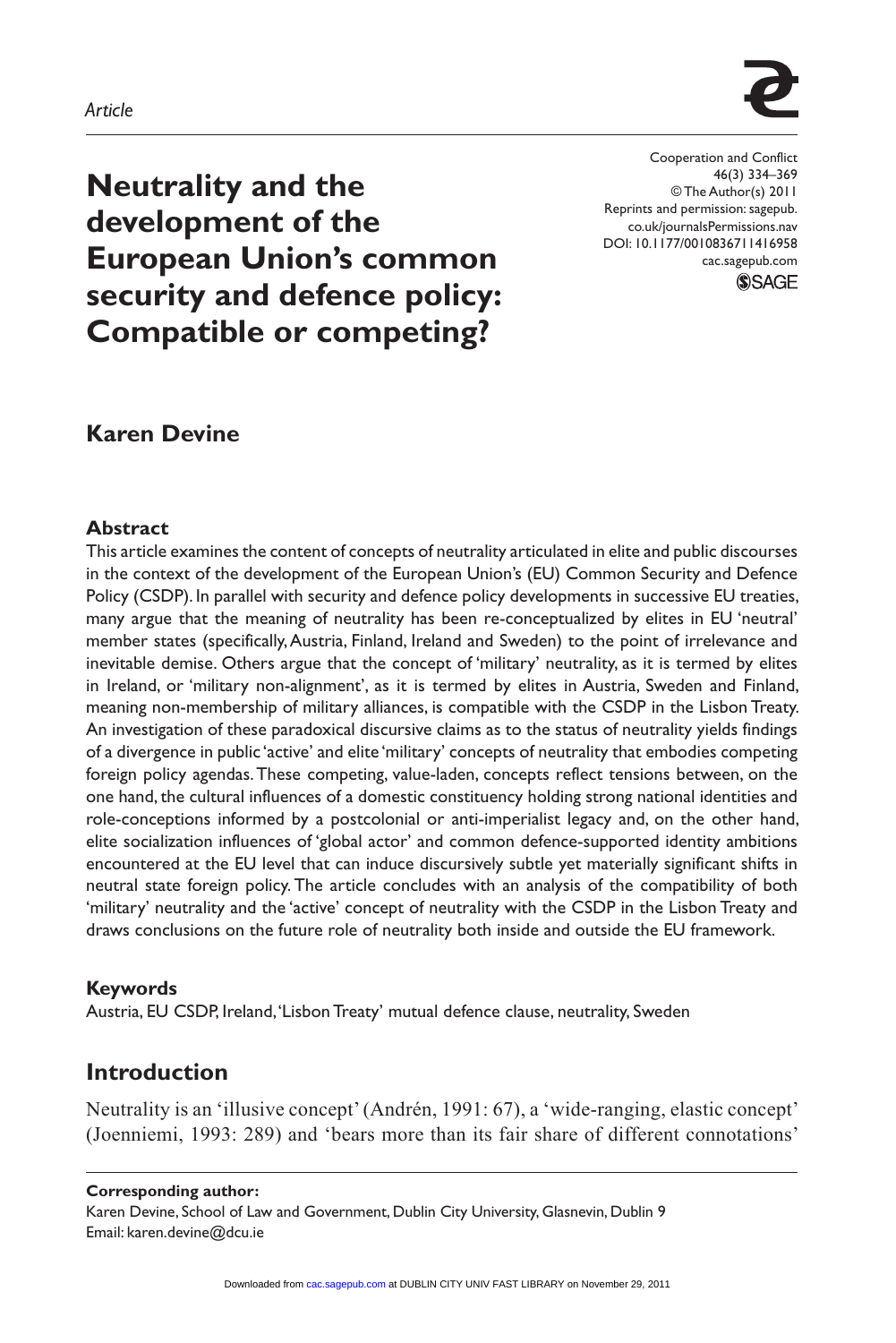*Article*

# Neutrality and the development of the European Union's common security and defence policy: Compatible or competing?

Cooperation and Conflict
46(3) 334–369
© The Author(s) 2011
Reprints and permission: sagepub.co.uk/journalsPermissions.nav
DOI: 10.1177/0010836711416958
cac.sagepub.com

**Karen Devine**

## Abstract

This article examines the content of concepts of neutrality articulated in elite and public discourses in the context of the development of the European Union's (EU) Common Security and Defence Policy (CSDP). In parallel with security and defence policy developments in successive EU treaties, many argue that the meaning of neutrality has been re-conceptualized by elites in EU 'neutral' member states (specifically, Austria, Finland, Ireland and Sweden) to the point of irrelevance and inevitable demise. Others argue that the concept of 'military' neutrality, as it is termed by elites in Ireland, or 'military non-alignment', as it is termed by elites in Austria, Sweden and Finland, meaning non-membership of military alliances, is compatible with the CSDP in the Lisbon Treaty. An investigation of these paradoxical discursive claims as to the status of neutrality yields findings of a divergence in public 'active' and elite 'military' concepts of neutrality that embodies competing foreign policy agendas. These competing, value-laden, concepts reflect tensions between, on the one hand, the cultural influences of a domestic constituency holding strong national identities and role-conceptions informed by a postcolonial or anti-imperialist legacy and, on the other hand, elite socialization influences of 'global actor' and common defence-supported identity ambitions encountered at the EU level that can induce discursively subtle yet materially significant shifts in neutral state foreign policy. The article concludes with an analysis of the compatibility of both 'military' neutrality and the 'active' concept of neutrality with the CSDP in the Lisbon Treaty and draws conclusions on the future role of neutrality both inside and outside the EU framework.

## Keywords

Austria, EU CSDP, Ireland, 'Lisbon Treaty' mutual defence clause, neutrality, Sweden

## Introduction

Neutrality is an 'illusive concept' (Andrén, 1991: 67), a 'wide-ranging, elastic concept' (Joenniemi, 1993: 289) and 'bears more than its fair share of different connotations'

**Corresponding author:**
Karen Devine, School of Law and Government, Dublin City University, Glasnevin, Dublin 9
Email: karen.devine@dcu.ie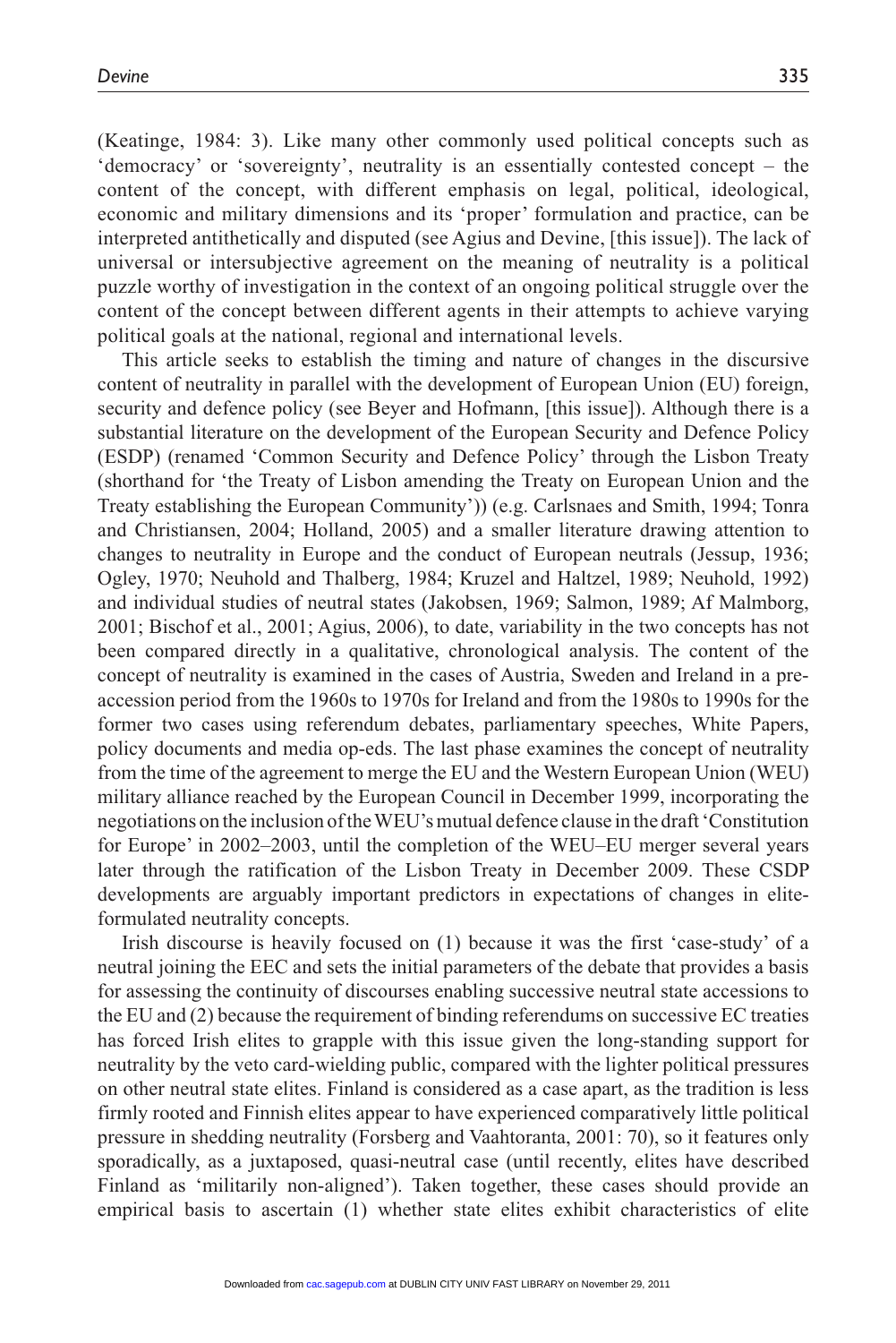(Keatinge, 1984: 3). Like many other commonly used political concepts such as 'democracy' or 'sovereignty', neutrality is an essentially contested concept – the content of the concept, with different emphasis on legal, political, ideological, economic and military dimensions and its 'proper' formulation and practice, can be interpreted antithetically and disputed (see Agius and Devine, [this issue]). The lack of universal or intersubjective agreement on the meaning of neutrality is a political puzzle worthy of investigation in the context of an ongoing political struggle over the content of the concept between different agents in their attempts to achieve varying political goals at the national, regional and international levels.

This article seeks to establish the timing and nature of changes in the discursive content of neutrality in parallel with the development of European Union (EU) foreign, security and defence policy (see Beyer and Hofmann, [this issue]). Although there is a substantial literature on the development of the European Security and Defence Policy (ESDP) (renamed 'Common Security and Defence Policy' through the Lisbon Treaty (shorthand for 'the Treaty of Lisbon amending the Treaty on European Union and the Treaty establishing the European Community')) (e.g. Carlsnaes and Smith, 1994; Tonra and Christiansen, 2004; Holland, 2005) and a smaller literature drawing attention to changes to neutrality in Europe and the conduct of European neutrals (Jessup, 1936; Ogley, 1970; Neuhold and Thalberg, 1984; Kruzel and Haltzel, 1989; Neuhold, 1992) and individual studies of neutral states (Jakobsen, 1969; Salmon, 1989; Af Malmborg, 2001; Bischof et al., 2001; Agius, 2006), to date, variability in the two concepts has not been compared directly in a qualitative, chronological analysis. The content of the concept of neutrality is examined in the cases of Austria, Sweden and Ireland in a pre-accession period from the 1960s to 1970s for Ireland and from the 1980s to 1990s for the former two cases using referendum debates, parliamentary speeches, White Papers, policy documents and media op-eds. The last phase examines the concept of neutrality from the time of the agreement to merge the EU and the Western European Union (WEU) military alliance reached by the European Council in December 1999, incorporating the negotiations on the inclusion of the WEU's mutual defence clause in the draft 'Constitution for Europe' in 2002–2003, until the completion of the WEU–EU merger several years later through the ratification of the Lisbon Treaty in December 2009. These CSDP developments are arguably important predictors in expectations of changes in elite-formulated neutrality concepts.

Irish discourse is heavily focused on (1) because it was the first 'case-study' of a neutral joining the EEC and sets the initial parameters of the debate that provides a basis for assessing the continuity of discourses enabling successive neutral state accessions to the EU and (2) because the requirement of binding referendums on successive EC treaties has forced Irish elites to grapple with this issue given the long-standing support for neutrality by the veto card-wielding public, compared with the lighter political pressures on other neutral state elites. Finland is considered as a case apart, as the tradition is less firmly rooted and Finnish elites appear to have experienced comparatively little political pressure in shedding neutrality (Forsberg and Vaahtoranta, 2001: 70), so it features only sporadically, as a juxtaposed, quasi-neutral case (until recently, elites have described Finland as 'militarily non-aligned'). Taken together, these cases should provide an empirical basis to ascertain (1) whether state elites exhibit characteristics of elite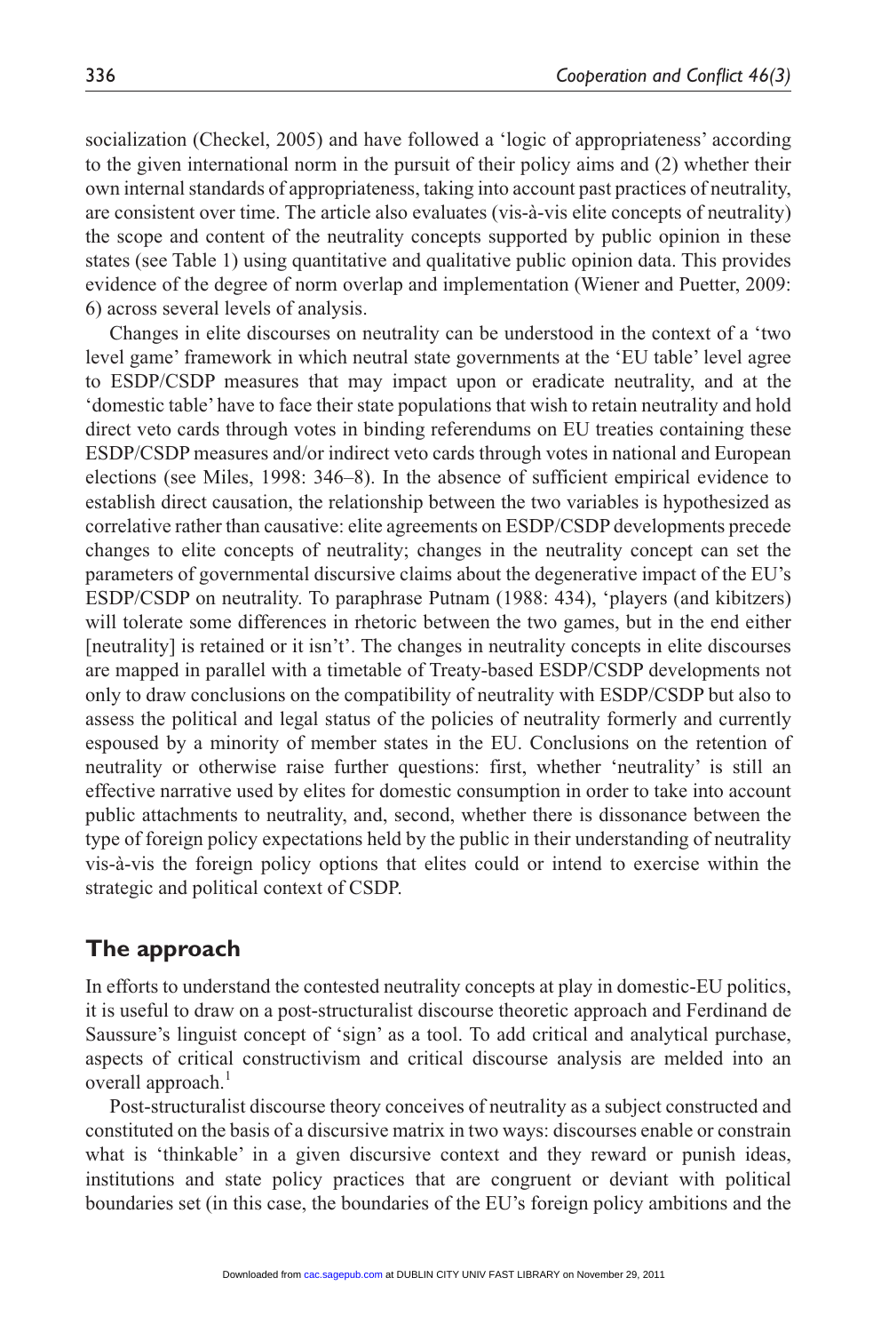socialization (Checkel, 2005) and have followed a 'logic of appropriateness' according to the given international norm in the pursuit of their policy aims and (2) whether their own internal standards of appropriateness, taking into account past practices of neutrality, are consistent over time. The article also evaluates (vis-à-vis elite concepts of neutrality) the scope and content of the neutrality concepts supported by public opinion in these states (see Table 1) using quantitative and qualitative public opinion data. This provides evidence of the degree of norm overlap and implementation (Wiener and Puetter, 2009: 6) across several levels of analysis.

Changes in elite discourses on neutrality can be understood in the context of a 'two level game' framework in which neutral state governments at the 'EU table' level agree to ESDP/CSDP measures that may impact upon or eradicate neutrality, and at the 'domestic table' have to face their state populations that wish to retain neutrality and hold direct veto cards through votes in binding referendums on EU treaties containing these ESDP/CSDP measures and/or indirect veto cards through votes in national and European elections (see Miles, 1998: 346–8). In the absence of sufficient empirical evidence to establish direct causation, the relationship between the two variables is hypothesized as correlative rather than causative: elite agreements on ESDP/CSDP developments precede changes to elite concepts of neutrality; changes in the neutrality concept can set the parameters of governmental discursive claims about the degenerative impact of the EU's ESDP/CSDP on neutrality. To paraphrase Putnam (1988: 434), 'players (and kibitzers) will tolerate some differences in rhetoric between the two games, but in the end either [neutrality] is retained or it isn't'. The changes in neutrality concepts in elite discourses are mapped in parallel with a timetable of Treaty-based ESDP/CSDP developments not only to draw conclusions on the compatibility of neutrality with ESDP/CSDP but also to assess the political and legal status of the policies of neutrality formerly and currently espoused by a minority of member states in the EU. Conclusions on the retention of neutrality or otherwise raise further questions: first, whether 'neutrality' is still an effective narrative used by elites for domestic consumption in order to take into account public attachments to neutrality, and, second, whether there is dissonance between the type of foreign policy expectations held by the public in their understanding of neutrality vis-à-vis the foreign policy options that elites could or intend to exercise within the strategic and political context of CSDP.

## The approach

In efforts to understand the contested neutrality concepts at play in domestic-EU politics, it is useful to draw on a post-structuralist discourse theoretic approach and Ferdinand de Saussure's linguist concept of 'sign' as a tool. To add critical and analytical purchase, aspects of critical constructivism and critical discourse analysis are melded into an overall approach.[1]

Post-structuralist discourse theory conceives of neutrality as a subject constructed and constituted on the basis of a discursive matrix in two ways: discourses enable or constrain what is 'thinkable' in a given discursive context and they reward or punish ideas, institutions and state policy practices that are congruent or deviant with political boundaries set (in this case, the boundaries of the EU's foreign policy ambitions and the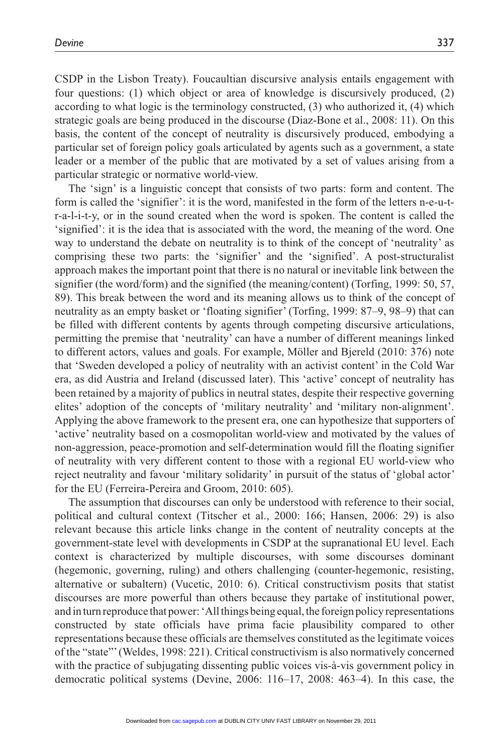CSDP in the Lisbon Treaty). Foucaultian discursive analysis entails engagement with four questions: (1) which object or area of knowledge is discursively produced, (2) according to what logic is the terminology constructed, (3) who authorized it, (4) which strategic goals are being produced in the discourse (Diaz-Bone et al., 2008: 11). On this basis, the content of the concept of neutrality is discursively produced, embodying a particular set of foreign policy goals articulated by agents such as a government, a state leader or a member of the public that are motivated by a set of values arising from a particular strategic or normative world-view.

The 'sign' is a linguistic concept that consists of two parts: form and content. The form is called the 'signifier': it is the word, manifested in the form of the letters n-e-u-t-r-a-l-i-t-y, or in the sound created when the word is spoken. The content is called the 'signified': it is the idea that is associated with the word, the meaning of the word. One way to understand the debate on neutrality is to think of the concept of 'neutrality' as comprising these two parts: the 'signifier' and the 'signified'. A post-structuralist approach makes the important point that there is no natural or inevitable link between the signifier (the word/form) and the signified (the meaning/content) (Torfing, 1999: 50, 57, 89). This break between the word and its meaning allows us to think of the concept of neutrality as an empty basket or 'floating signifier' (Torfing, 1999: 87–9, 98–9) that can be filled with different contents by agents through competing discursive articulations, permitting the premise that 'neutrality' can have a number of different meanings linked to different actors, values and goals. For example, Möller and Bjereld (2010: 376) note that 'Sweden developed a policy of neutrality with an activist content' in the Cold War era, as did Austria and Ireland (discussed later). This 'active' concept of neutrality has been retained by a majority of publics in neutral states, despite their respective governing elites' adoption of the concepts of 'military neutrality' and 'military non-alignment'. Applying the above framework to the present era, one can hypothesize that supporters of 'active' neutrality based on a cosmopolitan world-view and motivated by the values of non-aggression, peace-promotion and self-determination would fill the floating signifier of neutrality with very different content to those with a regional EU world-view who reject neutrality and favour 'military solidarity' in pursuit of the status of 'global actor' for the EU (Ferreira-Pereira and Groom, 2010: 605).

The assumption that discourses can only be understood with reference to their social, political and cultural context (Titscher et al., 2000: 166; Hansen, 2006: 29) is also relevant because this article links change in the content of neutrality concepts at the government-state level with developments in CSDP at the supranational EU level. Each context is characterized by multiple discourses, with some discourses dominant (hegemonic, governing, ruling) and others challenging (counter-hegemonic, resisting, alternative or subaltern) (Vucetic, 2010: 6). Critical constructivism posits that statist discourses are more powerful than others because they partake of institutional power, and in turn reproduce that power: 'All things being equal, the foreign policy representations constructed by state officials have prima facie plausibility compared to other representations because these officials are themselves constituted as the legitimate voices of the "state"' (Weldes, 1998: 221). Critical constructivism is also normatively concerned with the practice of subjugating dissenting public voices vis-à-vis government policy in democratic political systems (Devine, 2006: 116–17, 2008: 463–4). In this case, the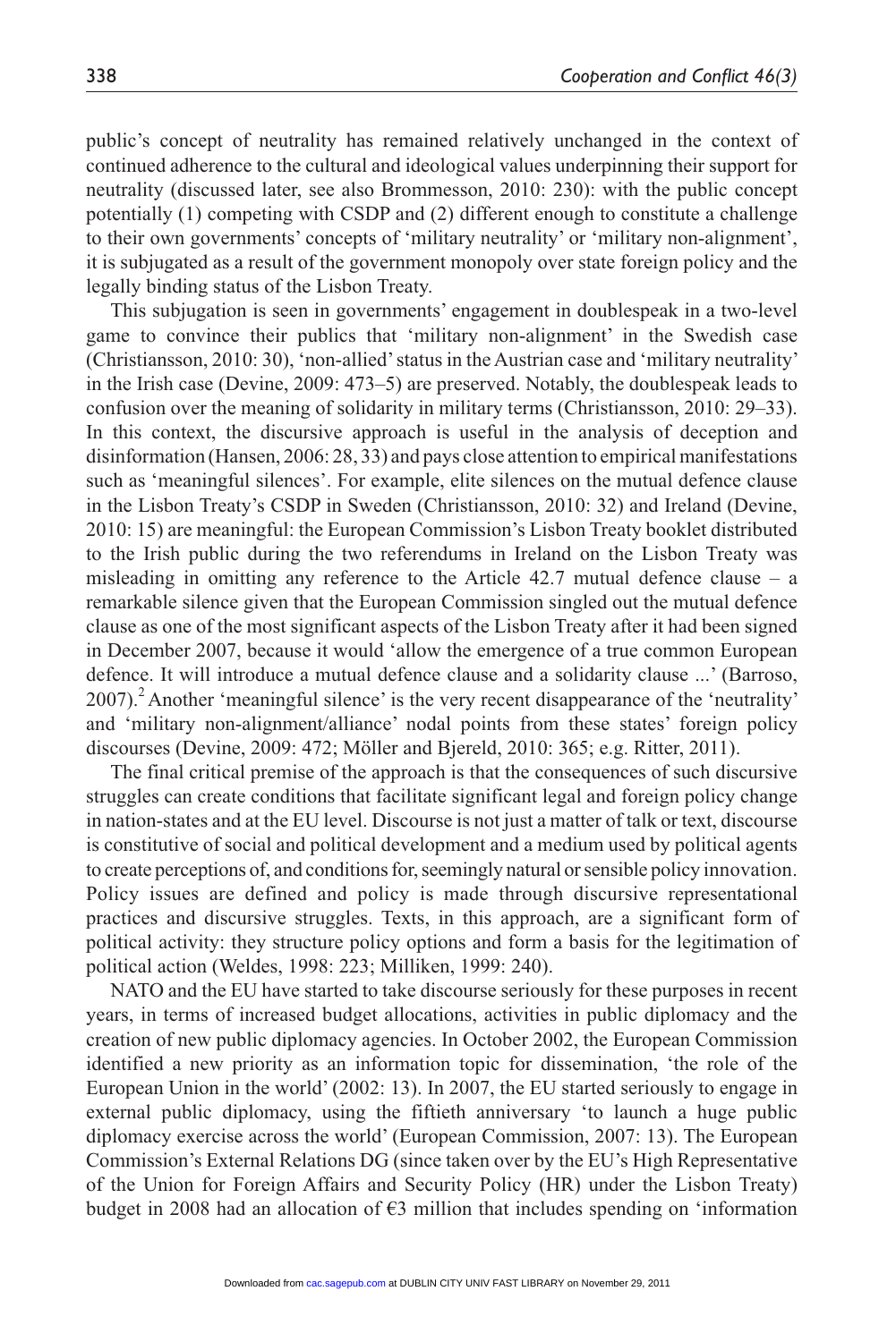public's concept of neutrality has remained relatively unchanged in the context of continued adherence to the cultural and ideological values underpinning their support for neutrality (discussed later, see also Brommesson, 2010: 230): with the public concept potentially (1) competing with CSDP and (2) different enough to constitute a challenge to their own governments' concepts of 'military neutrality' or 'military non-alignment', it is subjugated as a result of the government monopoly over state foreign policy and the legally binding status of the Lisbon Treaty.

This subjugation is seen in governments' engagement in doublespeak in a two-level game to convince their publics that 'military non-alignment' in the Swedish case (Christiansson, 2010: 30), 'non-allied' status in the Austrian case and 'military neutrality' in the Irish case (Devine, 2009: 473–5) are preserved. Notably, the doublespeak leads to confusion over the meaning of solidarity in military terms (Christiansson, 2010: 29–33). In this context, the discursive approach is useful in the analysis of deception and disinformation (Hansen, 2006: 28, 33) and pays close attention to empirical manifestations such as 'meaningful silences'. For example, elite silences on the mutual defence clause in the Lisbon Treaty's CSDP in Sweden (Christiansson, 2010: 32) and Ireland (Devine, 2010: 15) are meaningful: the European Commission's Lisbon Treaty booklet distributed to the Irish public during the two referendums in Ireland on the Lisbon Treaty was misleading in omitting any reference to the Article 42.7 mutual defence clause – a remarkable silence given that the European Commission singled out the mutual defence clause as one of the most significant aspects of the Lisbon Treaty after it had been signed in December 2007, because it would 'allow the emergence of a true common European defence. It will introduce a mutual defence clause and a solidarity clause ...' (Barroso, 2007).[2] Another 'meaningful silence' is the very recent disappearance of the 'neutrality' and 'military non-alignment/alliance' nodal points from these states' foreign policy discourses (Devine, 2009: 472; Möller and Bjereld, 2010: 365; e.g. Ritter, 2011).

The final critical premise of the approach is that the consequences of such discursive struggles can create conditions that facilitate significant legal and foreign policy change in nation-states and at the EU level. Discourse is not just a matter of talk or text, discourse is constitutive of social and political development and a medium used by political agents to create perceptions of, and conditions for, seemingly natural or sensible policy innovation. Policy issues are defined and policy is made through discursive representational practices and discursive struggles. Texts, in this approach, are a significant form of political activity: they structure policy options and form a basis for the legitimation of political action (Weldes, 1998: 223; Milliken, 1999: 240).

NATO and the EU have started to take discourse seriously for these purposes in recent years, in terms of increased budget allocations, activities in public diplomacy and the creation of new public diplomacy agencies. In October 2002, the European Commission identified a new priority as an information topic for dissemination, 'the role of the European Union in the world' (2002: 13). In 2007, the EU started seriously to engage in external public diplomacy, using the fiftieth anniversary 'to launch a huge public diplomacy exercise across the world' (European Commission, 2007: 13). The European Commission's External Relations DG (since taken over by the EU's High Representative of the Union for Foreign Affairs and Security Policy (HR) under the Lisbon Treaty) budget in 2008 had an allocation of €3 million that includes spending on 'information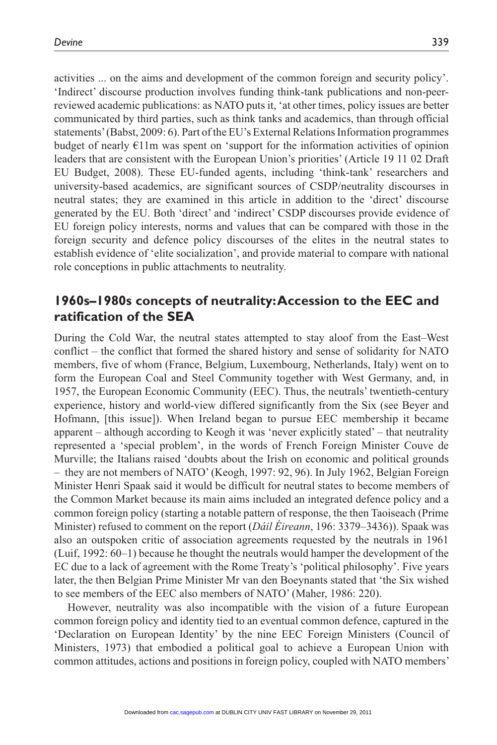activities ... on the aims and development of the common foreign and security policy'. 'Indirect' discourse production involves funding think-tank publications and non-peer-reviewed academic publications: as NATO puts it, 'at other times, policy issues are better communicated by third parties, such as think tanks and academics, than through official statements' (Babst, 2009: 6). Part of the EU's External Relations Information programmes budget of nearly €11m was spent on 'support for the information activities of opinion leaders that are consistent with the European Union's priorities' (Article 19 11 02 Draft EU Budget, 2008). These EU-funded agents, including 'think-tank' researchers and university-based academics, are significant sources of CSDP/neutrality discourses in neutral states; they are examined in this article in addition to the 'direct' discourse generated by the EU. Both 'direct' and 'indirect' CSDP discourses provide evidence of EU foreign policy interests, norms and values that can be compared with those in the foreign security and defence policy discourses of the elites in the neutral states to establish evidence of 'elite socialization', and provide material to compare with national role conceptions in public attachments to neutrality.

## 1960s–1980s concepts of neutrality: Accession to the EEC and ratification of the SEA

During the Cold War, the neutral states attempted to stay aloof from the East–West conflict – the conflict that formed the shared history and sense of solidarity for NATO members, five of whom (France, Belgium, Luxembourg, Netherlands, Italy) went on to form the European Coal and Steel Community together with West Germany, and, in 1957, the European Economic Community (EEC). Thus, the neutrals' twentieth-century experience, history and world-view differed significantly from the Six (see Beyer and Hofmann, [this issue]). When Ireland began to pursue EEC membership it became apparent – although according to Keogh it was 'never explicitly stated' – that neutrality represented a 'special problem', in the words of French Foreign Minister Couve de Murville; the Italians raised 'doubts about the Irish on economic and political grounds – they are not members of NATO' (Keogh, 1997: 92, 96). In July 1962, Belgian Foreign Minister Henri Spaak said it would be difficult for neutral states to become members of the Common Market because its main aims included an integrated defence policy and a common foreign policy (starting a notable pattern of response, the then Taoiseach (Prime Minister) refused to comment on the report (*Dáil Éireann*, 196: 3379–3436)). Spaak was also an outspoken critic of association agreements requested by the neutrals in 1961 (Luif, 1992: 60–1) because he thought the neutrals would hamper the development of the EC due to a lack of agreement with the Rome Treaty's 'political philosophy'. Five years later, the then Belgian Prime Minister Mr van den Boeynants stated that 'the Six wished to see members of the EEC also members of NATO' (Maher, 1986: 220).

However, neutrality was also incompatible with the vision of a future European common foreign policy and identity tied to an eventual common defence, captured in the 'Declaration on European Identity' by the nine EEC Foreign Ministers (Council of Ministers, 1973) that embodied a political goal to achieve a European Union with common attitudes, actions and positions in foreign policy, coupled with NATO members'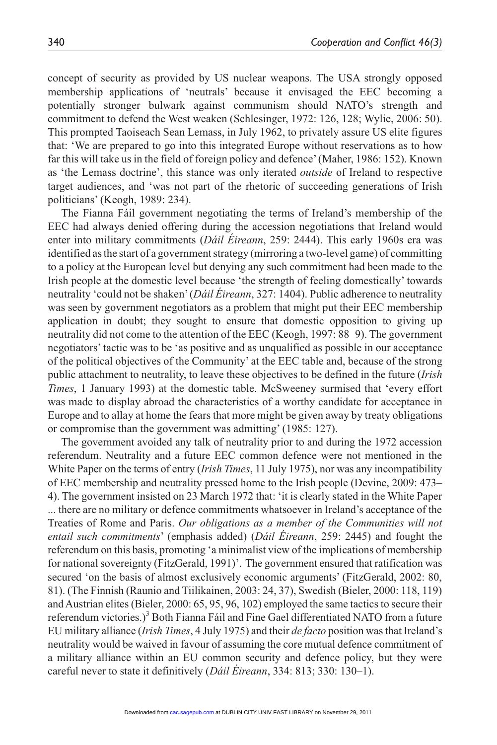concept of security as provided by US nuclear weapons. The USA strongly opposed membership applications of 'neutrals' because it envisaged the EEC becoming a potentially stronger bulwark against communism should NATO's strength and commitment to defend the West weaken (Schlesinger, 1972: 126, 128; Wylie, 2006: 50). This prompted Taoiseach Sean Lemass, in July 1962, to privately assure US elite figures that: 'We are prepared to go into this integrated Europe without reservations as to how far this will take us in the field of foreign policy and defence' (Maher, 1986: 152). Known as 'the Lemass doctrine', this stance was only iterated *outside* of Ireland to respective target audiences, and 'was not part of the rhetoric of succeeding generations of Irish politicians' (Keogh, 1989: 234).

The Fianna Fáil government negotiating the terms of Ireland's membership of the EEC had always denied offering during the accession negotiations that Ireland would enter into military commitments (*Dáil Éireann*, 259: 2444). This early 1960s era was identified as the start of a government strategy (mirroring a two-level game) of committing to a policy at the European level but denying any such commitment had been made to the Irish people at the domestic level because 'the strength of feeling domestically' towards neutrality 'could not be shaken' (*Dáil Éireann*, 327: 1404). Public adherence to neutrality was seen by government negotiators as a problem that might put their EEC membership application in doubt; they sought to ensure that domestic opposition to giving up neutrality did not come to the attention of the EEC (Keogh, 1997: 88–9). The government negotiators' tactic was to be 'as positive and as unqualified as possible in our acceptance of the political objectives of the Community' at the EEC table and, because of the strong public attachment to neutrality, to leave these objectives to be defined in the future (*Irish Times*, 1 January 1993) at the domestic table. McSweeney surmised that 'every effort was made to display abroad the characteristics of a worthy candidate for acceptance in Europe and to allay at home the fears that more might be given away by treaty obligations or compromise than the government was admitting' (1985: 127).

The government avoided any talk of neutrality prior to and during the 1972 accession referendum. Neutrality and a future EEC common defence were not mentioned in the White Paper on the terms of entry (*Irish Times*, 11 July 1975), nor was any incompatibility of EEC membership and neutrality pressed home to the Irish people (Devine, 2009: 473–4). The government insisted on 23 March 1972 that: 'it is clearly stated in the White Paper ... there are no military or defence commitments whatsoever in Ireland's acceptance of the Treaties of Rome and Paris. *Our obligations as a member of the Communities will not entail such commitments*' (emphasis added) (*Dáil Éireann*, 259: 2445) and fought the referendum on this basis, promoting 'a minimalist view of the implications of membership for national sovereignty (FitzGerald, 1991)'. The government ensured that ratification was secured 'on the basis of almost exclusively economic arguments' (FitzGerald, 2002: 80, 81). (The Finnish (Raunio and Tiilikainen, 2003: 24, 37), Swedish (Bieler, 2000: 118, 119) and Austrian elites (Bieler, 2000: 65, 95, 96, 102) employed the same tactics to secure their referendum victories.)[3] Both Fianna Fáil and Fine Gael differentiated NATO from a future EU military alliance (*Irish Times*, 4 July 1975) and their *de facto* position was that Ireland's neutrality would be waived in favour of assuming the core mutual defence commitment of a military alliance within an EU common security and defence policy, but they were careful never to state it definitively (*Dáil Éireann*, 334: 813; 330: 130–1).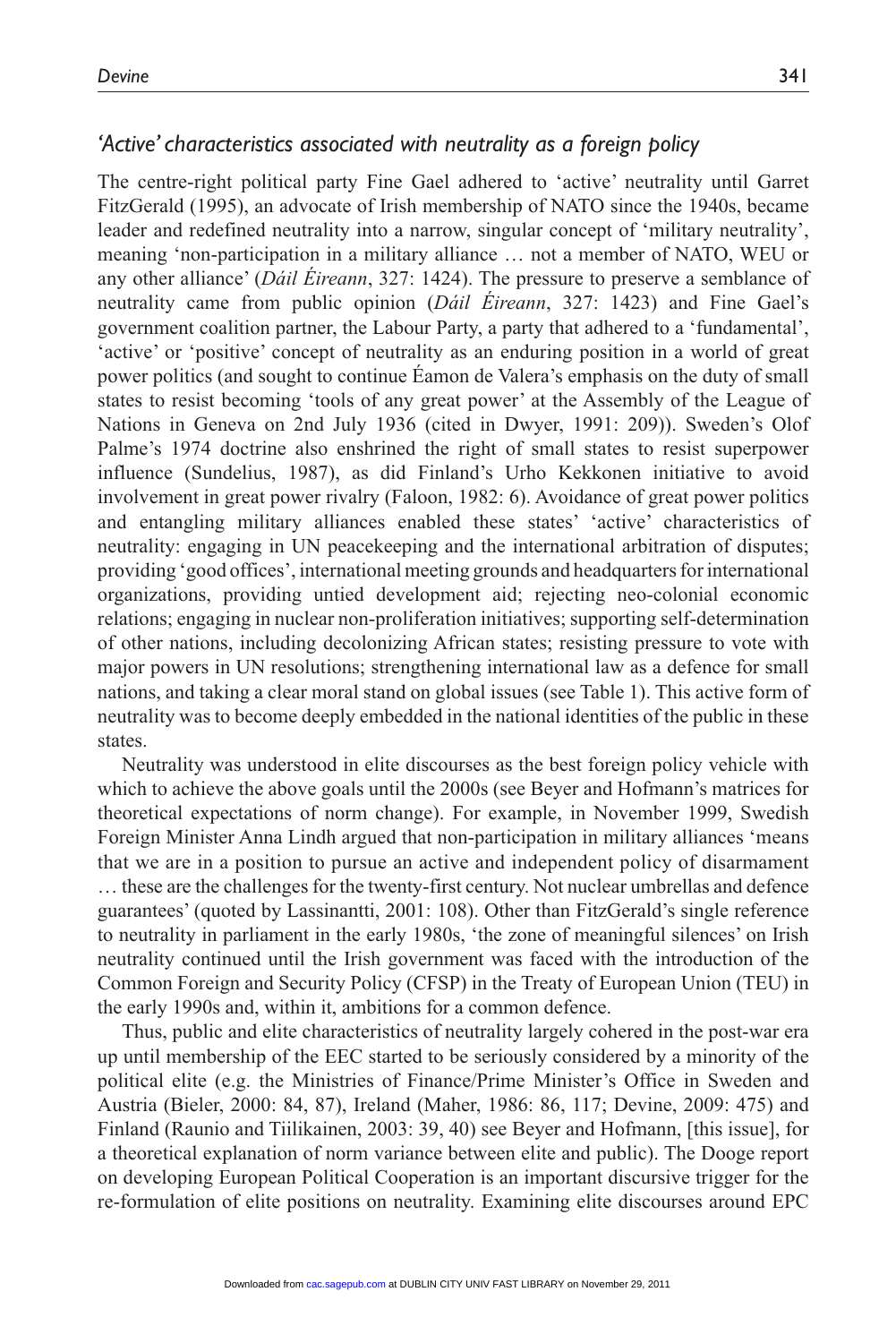### *'Active' characteristics associated with neutrality as a foreign policy*

The centre-right political party Fine Gael adhered to 'active' neutrality until Garret FitzGerald (1995), an advocate of Irish membership of NATO since the 1940s, became leader and redefined neutrality into a narrow, singular concept of 'military neutrality', meaning 'non-participation in a military alliance … not a member of NATO, WEU or any other alliance' (*Dáil Éireann*, 327: 1424). The pressure to preserve a semblance of neutrality came from public opinion (*Dáil Éireann*, 327: 1423) and Fine Gael's government coalition partner, the Labour Party, a party that adhered to a 'fundamental', 'active' or 'positive' concept of neutrality as an enduring position in a world of great power politics (and sought to continue Éamon de Valera's emphasis on the duty of small states to resist becoming 'tools of any great power' at the Assembly of the League of Nations in Geneva on 2nd July 1936 (cited in Dwyer, 1991: 209)). Sweden's Olof Palme's 1974 doctrine also enshrined the right of small states to resist superpower influence (Sundelius, 1987), as did Finland's Urho Kekkonen initiative to avoid involvement in great power rivalry (Faloon, 1982: 6). Avoidance of great power politics and entangling military alliances enabled these states' 'active' characteristics of neutrality: engaging in UN peacekeeping and the international arbitration of disputes; providing 'good offices', international meeting grounds and headquarters for international organizations, providing untied development aid; rejecting neo-colonial economic relations; engaging in nuclear non-proliferation initiatives; supporting self-determination of other nations, including decolonizing African states; resisting pressure to vote with major powers in UN resolutions; strengthening international law as a defence for small nations, and taking a clear moral stand on global issues (see Table 1). This active form of neutrality was to become deeply embedded in the national identities of the public in these states.

Neutrality was understood in elite discourses as the best foreign policy vehicle with which to achieve the above goals until the 2000s (see Beyer and Hofmann's matrices for theoretical expectations of norm change). For example, in November 1999, Swedish Foreign Minister Anna Lindh argued that non-participation in military alliances 'means that we are in a position to pursue an active and independent policy of disarmament … these are the challenges for the twenty-first century. Not nuclear umbrellas and defence guarantees' (quoted by Lassinantti, 2001: 108). Other than FitzGerald's single reference to neutrality in parliament in the early 1980s, 'the zone of meaningful silences' on Irish neutrality continued until the Irish government was faced with the introduction of the Common Foreign and Security Policy (CFSP) in the Treaty of European Union (TEU) in the early 1990s and, within it, ambitions for a common defence.

Thus, public and elite characteristics of neutrality largely cohered in the post-war era up until membership of the EEC started to be seriously considered by a minority of the political elite (e.g. the Ministries of Finance/Prime Minister's Office in Sweden and Austria (Bieler, 2000: 84, 87), Ireland (Maher, 1986: 86, 117; Devine, 2009: 475) and Finland (Raunio and Tiilikainen, 2003: 39, 40) see Beyer and Hofmann, [this issue], for a theoretical explanation of norm variance between elite and public). The Dooge report on developing European Political Cooperation is an important discursive trigger for the re-formulation of elite positions on neutrality. Examining elite discourses around EPC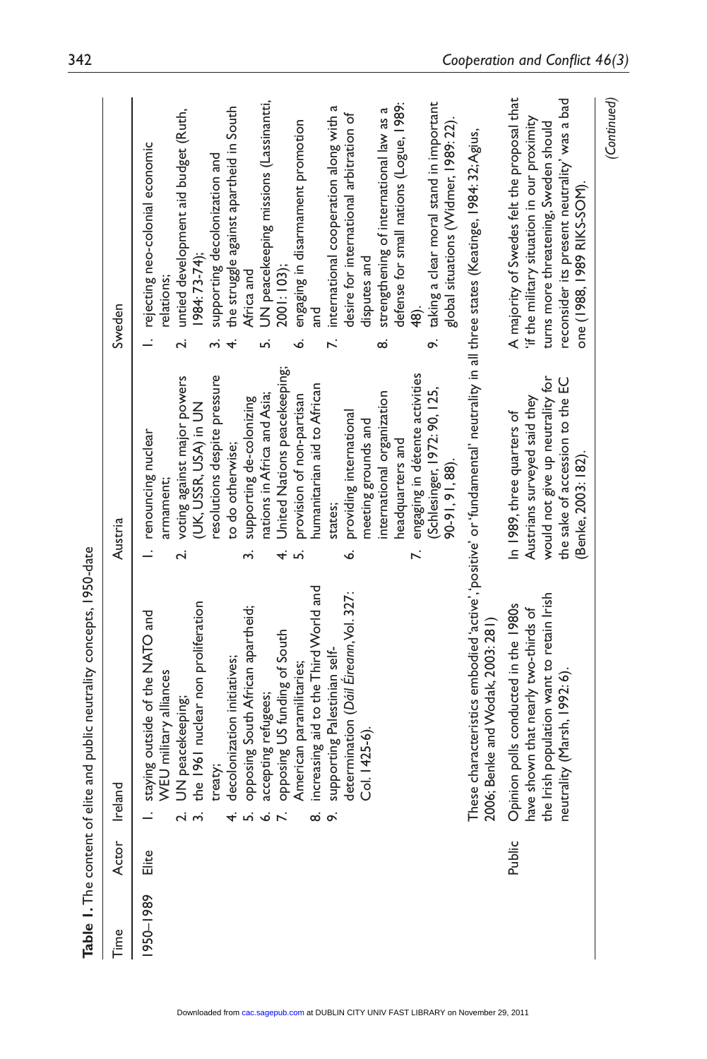**Table 1.** The content of elite and public neutrality concepts, 1950-date

| Time | Actor | Ireland | Austria | Sweden |
|---|---|---|---|---|
| 1950–1989 | Elite | 1. staying outside of the NATO and WEU military alliances<br>2. UN peacekeeping;<br>3. the 1961 nuclear non proliferation treaty;<br>4. decolonization initiatives;<br>5. opposing South African apartheid;<br>6. accepting refugees;<br>7. opposing US funding of South American paramilitaries;<br>8. increasing aid to the Third World and<br>9. supporting Palestinian self-determination (*Dáil Éireann*, Vol. 327: Col. 1425-6). | 1. renouncing nuclear armament;<br>2. voting against major powers (UK, USSR, USA) in UN resolutions despite pressure to do otherwise;<br>3. supporting de-colonizing nations in Africa and Asia;<br>4. United Nations peacekeeping;<br>5. provision of non-partisan humanitarian aid to African states;<br>6. providing international meeting grounds and international organization headquarters and<br>7. engaging in détente activities (Schlesinger, 1972: 90, 125, 90-91, 91, 88). | 1. rejecting neo-colonial economic relations;<br>2. untied development aid budget (Ruth, 1984: 73-74);<br>3. supporting decolonization and<br>4. the struggle against apartheid in South Africa and<br>5. UN peacekeeping missions (Lassinantti, 2001: 103);<br>6. engaging in disarmament promotion and<br>7. international cooperation along with a desire for international arbitration of disputes and<br>8. strengthening of international law as a defense for small nations (Logue, 1989: 48).<br>9. taking a clear moral stand in important global situations (Widmer, 1989: 22). |
| | | These characteristics embodied 'active', 'positive' or 'fundamental' neutrality in all three states (Keatinge, 1984: 32; Agius, 2006; Benke and Wodak, 2003: 281) | | |
| | Public | Opinion polls conducted in the 1980s have shown that nearly two-thirds of the Irish population want to retain Irish neutrality (Marsh, 1992: 6). | In 1989, three quarters of Austrians surveyed said they would not give up neutrality for the sake of accession to the EC (Benke, 2003: 182). | A majority of Swedes felt the proposal that 'if the military situation in our proximity turns more threatening, Sweden should reconsider its present neutrality' was a bad one (1988, 1989 RIKS-SOM). |

(*Continued*)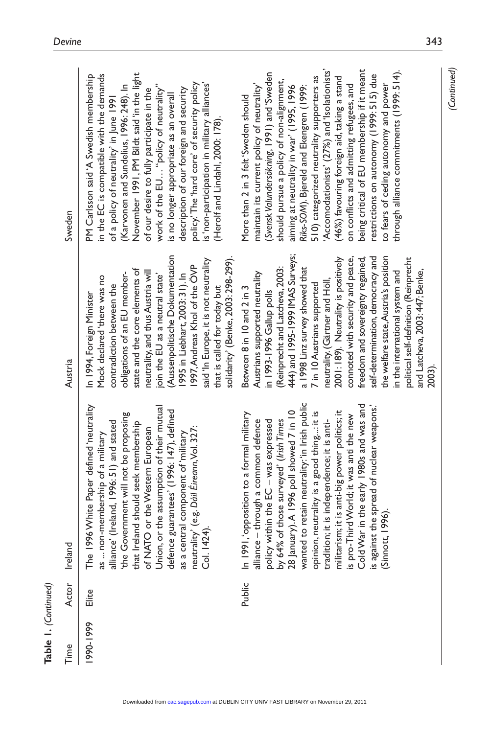**Table 1.** (Continued)

| Time | Actor | Ireland | Austria | Sweden |
|---|---|---|---|---|
| 1990-1999 | Elite | The 1996 White Paper defined 'neutrality as ...non-membership of a military alliance' (Ireland, 1996: 51) and stated 'the Government will not be proposing that Ireland should seek membership of NATO or the Western European Union, or the assumption of their mutual defence guarantees' (1996: 147), defined as a central component of 'military neutrality' (e.g. *Dáil Éireann*, Vol. 327: Col. 1424). | In 1994, Foreign Minister Mock declared 'there was no contradiction between the obligations of an EU member-state and the core elements of neutrality, and thus Austria will join the EU as a neutral state' (Aussenpolitische Dokumentation 1995 in Liebhart, 2003: 31). In 1997, Andreas Khol of the ÖVP said 'In Europe, it is not neutrality that is called for today but solidarity' (Benke, 2003: 298-299). | PM Carlsson said 'A Swedish membership in the EC is compatible with the demands of a policy of neutrality' in June 1991 (Karvonen and Sundelius, 1996: 248). In November 1991, PM Bildt said 'in the light of our desire to fully participate in the work of the EU… "policy of neutrality" is no longer appropriate as an overall description of our foreign and security policy.' The 'hard core' of security policy is 'non-participation in military alliances' (Herolf and Lindahl, 2000: 178). |
| | Public | In 1991, 'opposition to a formal military alliance – through a common defence policy within the EC – was expressed by 64% of those surveyed' (*Irish Times* 28 January). A 1996 poll showed 7 in 10 wanted to retain neutrality: 'in Irish public opinion, neutrality is a good thing...: it is tradition; it is independence; it is anti-militarism; it is anti-big power politics; it is pro-Third World; it was anti the new Cold War in the early 1980s and was and is against the spread of nuclear weapons.' (Sinnott, 1996). | Between 8 in 10 and 2 in 3 Austrians supported neutrality in 1993-1996 Gallup polls (Reinprecht and Latcheva, 2003: 444) and 1995-1999 IMAS Surveys; a 1998 Linz survey showed that 7 in 10 Austrians supported neutrality, (Gärtner and Höll, 2001: 189). Neutrality is positively connoted with security and peace, freedom and sovereignty regained, self-determination, democracy and the welfare state, Austria's position in the international system and political self-definition (Reinprecht and Latcheva, 2003: 447; Benke, 2003). | More than 2 in 3 felt 'Sweden should maintain its current policy of neutrality' (*Svensk Valundersökning*, 1991) and 'Sweden should pursue a policy of non-alignment, aiming at neutrality in war' (1995, 1996 *Riks-SOM*). Bjereld and Ekengren (1999: 510) categorized neutrality supporters as 'Accomodationists' (27%) and 'Isolationists' (46%) favouring foreign aid, taking a stand on conflicts and admitting refugees, and being critical of EU membership if it meant restrictions on autonomy (1999: 515) due to fears of ceding autonomy and power through alliance commitments (1999: 514). |

(Continued)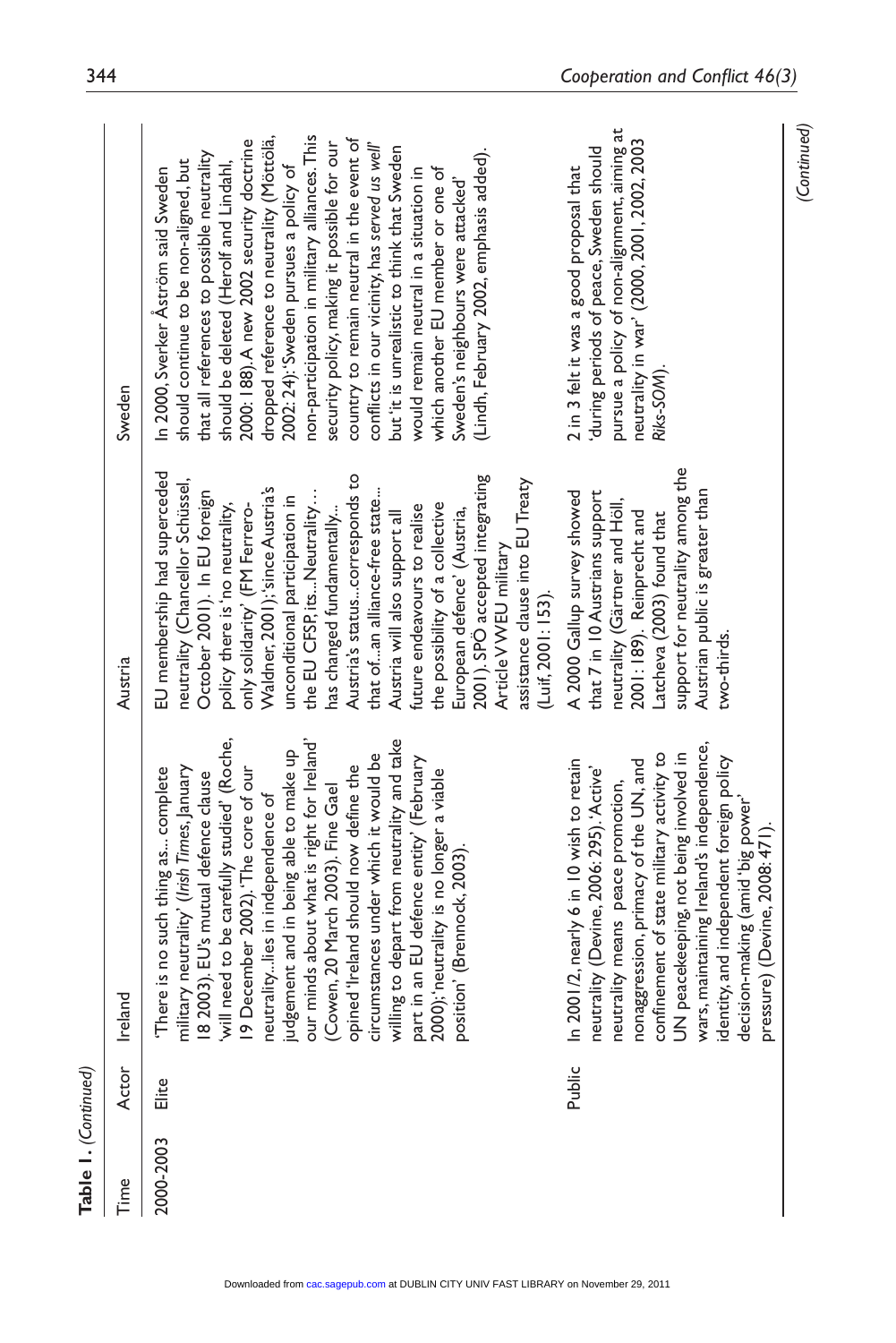**Table 1.** (Continued)

| Time | Actor | Ireland | Austria | Sweden |
|---|---|---|---|---|
| 2000-2003 | Elite | 'There is no such thing as... complete military neutrality' (*Irish Times*, January 18 2003). EU's mutual defence clause 'will need to be carefully studied' (Roche, 19 December 2002). 'The core of our neutrality...lies in independence of judgement and in being able to make up our minds about what is right for Ireland' (Cowen, 20 March 2003). Fine Gael opined 'Ireland should now define the circumstances under which it would be willing to depart from neutrality and take part in an EU defence entity' (February 2000); 'neutrality is no longer a viable position' (Brennock, 2003). | EU membership had superceded neutrality (Chancellor Schüssel, October 2001). In EU foreign policy there is 'no neutrality, only solidarity' (FM Ferrero-Waldner, 2001); 'since Austria's unconditional participation in the EU CFSP, its...Neutrality... has changed fundamentally... Austria's status...corresponds to that of...an alliance-free state... Austria will also support all future endeavours to realise the possibility of a collective European defence' (Austria, 2001). SPÖ accepted integrating Article V WEU military assistance clause into EU Treaty (Luif, 2001: 153). | In 2000, Sverker Åström said Sweden should continue to be non-aligned, but that all references to possible neutrality should be deleted (Herolf and Lindahl, 2000: 188). A new 2002 security doctrine dropped reference to neutrality (Möttölä, 2002: 24): 'Sweden pursues a policy of non-participation in military alliances. This security policy, making it possible for our country to remain neutral in the event of conflicts in our vicinity, has *served us well*' but 'it is unrealistic to think that Sweden would remain neutral in a situation in which another EU member or one of Sweden's neighbours were attacked' (Lindh, February 2002, emphasis added). |
| | Public | In 2001/2, nearly 6 in 10 wish to retain neutrality (Devine, 2006: 295). 'Active' neutrality means peace promotion, nonaggression, primacy of the UN, and confinement of state military activity to UN peacekeeping, not being involved in wars, maintaining Ireland's independence, identity, and independent foreign policy decision-making (amid 'big power' pressure) (Devine, 2008: 471). | A 2000 Gallup survey showed that 7 in 10 Austrians support neutrality (Gärtner and Höll, 2001: 189). Reinprecht and Latcheva (2003) found that support for neutrality among the Austrian public is greater than two-thirds. | 2 in 3 felt it was a good proposal that 'during periods of peace, Sweden should pursue a policy of non-alignment, aiming at neutrality in war' (2000, 2001, 2002, 2003 *Riks-SOM*). |

*(Continued)*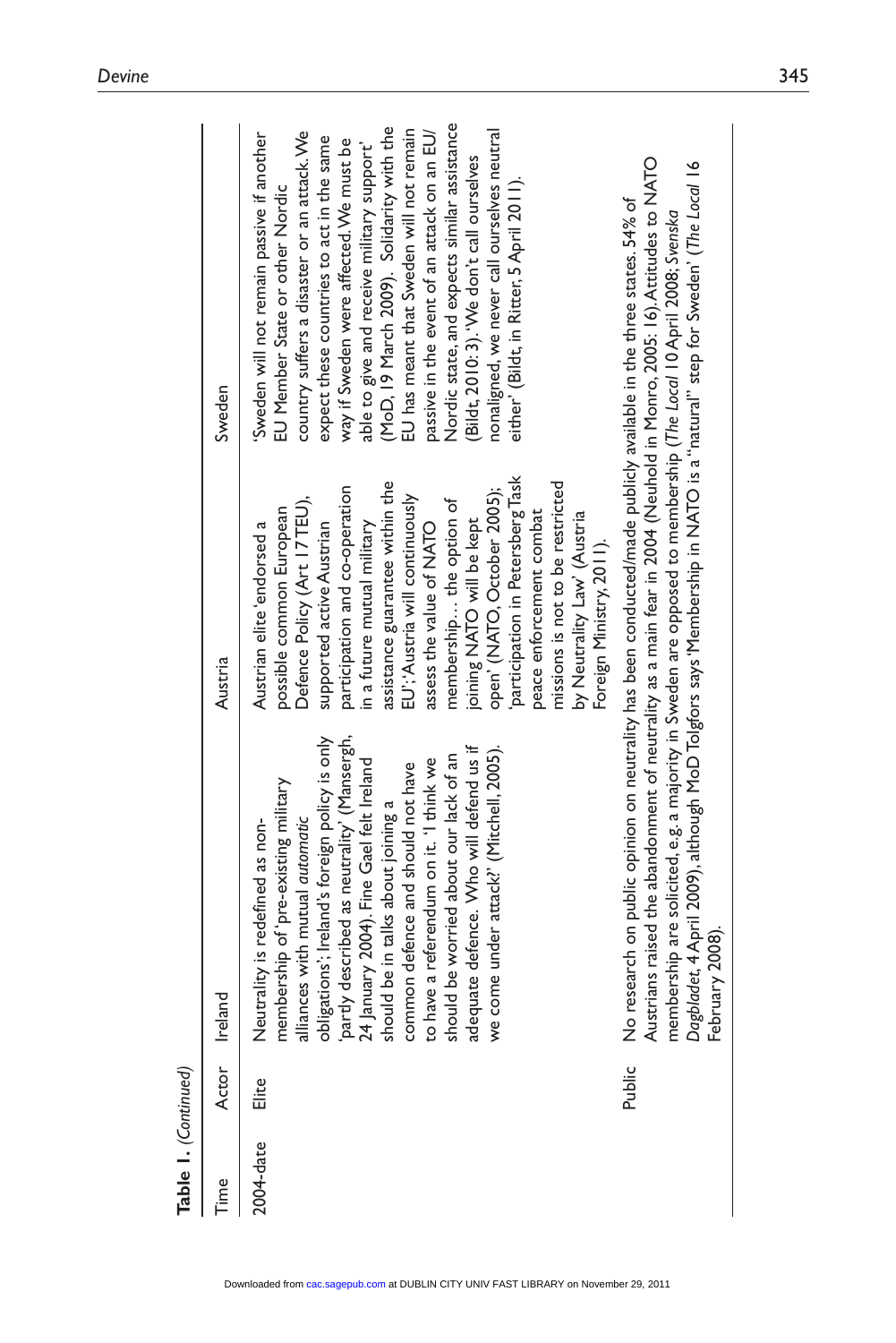**Table 1.** *(Continued)*

| Time | Actor | Ireland | Austria | Sweden |
|---|---|---|---|---|
| 2004-date | Elite | Neutrality is redefined as non-membership of 'pre-existing military alliances with mutual *automatic* obligations'; Ireland's foreign policy is only 'partly described as neutrality' (Mansergh, 24 January 2004). Fine Gael felt Ireland should be in talks about joining a common defence and should not have to have a referendum on it. 'I think we should be worried about our lack of an adequate defence. Who will defend us if we come under attack?' (Mitchell, 2005). | Austrian elite 'endorsed a possible common European Defence Policy (Art 17TEU), supported active Austrian participation and co-operation in a future mutual military assistance guarantee within the EU'; 'Austria will continuously assess the value of NATO membership… the option of joining NATO will be kept open' (NATO, October 2005); 'participation in Petersberg Task peace enforcement combat missions is not to be restricted by Neutrality Law' (Austria Foreign Ministry, 2011). | 'Sweden will not remain passive if another EU Member State or other Nordic country suffers a disaster or an attack. We expect these countries to act in the same way if Sweden were affected. We must be able to give and receive military support' (MoD, 19 March 2009). 'Solidarity with the EU has meant that Sweden will not remain passive in the event of an attack on an EU/Nordic state, and expects similar assistance (Bildt, 2010: 3). 'We don't call ourselves nonaligned, we never call ourselves neutral either' (Bildt, in Ritter, 5 April 2011). |
| | Public | No research on public opinion on neutrality has been conducted/made publicly available in the three states. 54% of Austrians raised the abandonment of neutrality as a main fear in 2004 (Neuhold in Monro, 2005: 16). Attitudes to NATO membership are solicited, e.g. a majority in Sweden are opposed to membership (*The Local* 10 April 2008; *Svenska Dagbladet*, 4 April 2009), although MoD Tolgfors says 'Membership in NATO is a "natural" step for Sweden' (*The Local* 16 February 2008). | | |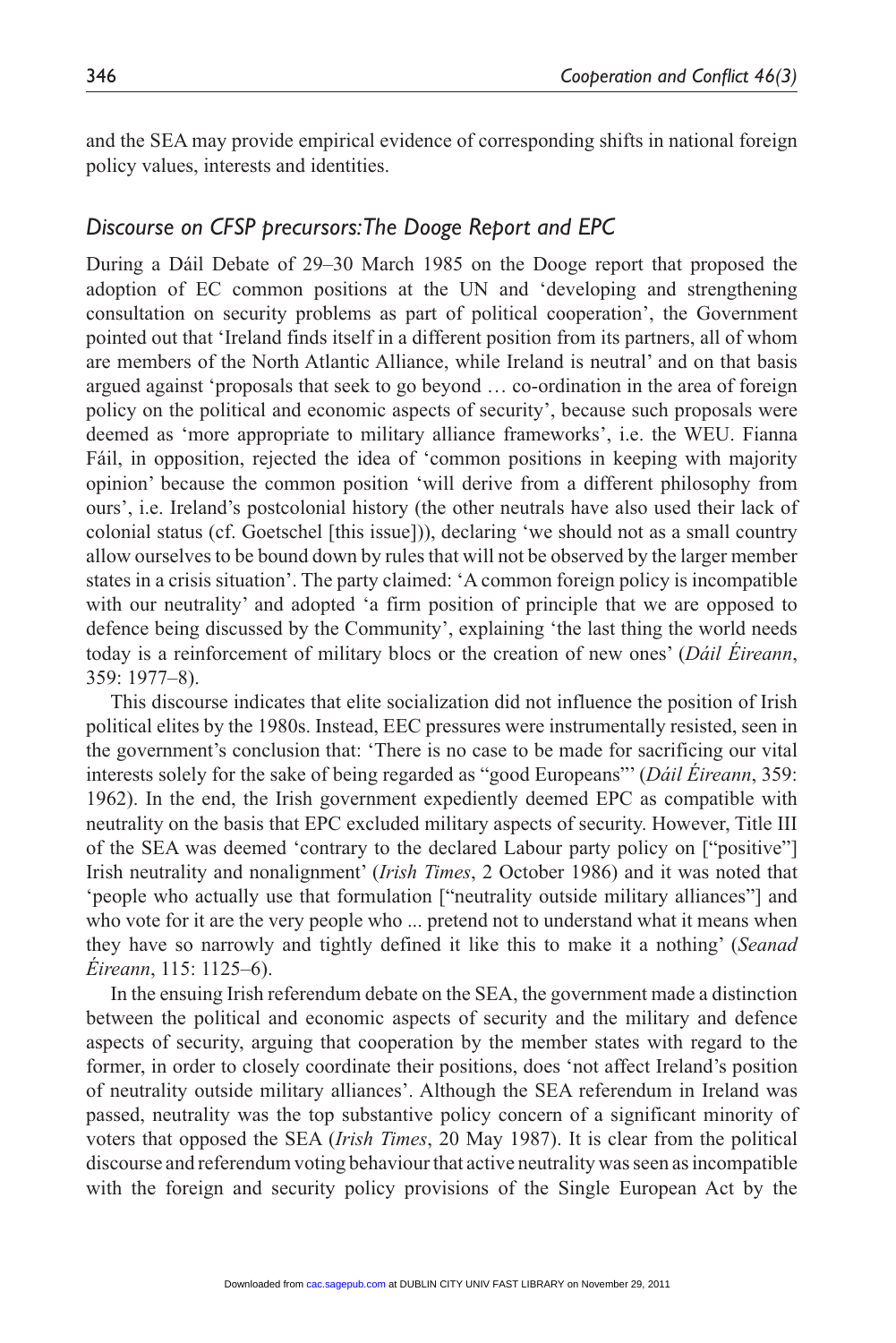and the SEA may provide empirical evidence of corresponding shifts in national foreign policy values, interests and identities.

### *Discourse on CFSP precursors: The Dooge Report and EPC*

During a Dáil Debate of 29–30 March 1985 on the Dooge report that proposed the adoption of EC common positions at the UN and 'developing and strengthening consultation on security problems as part of political cooperation', the Government pointed out that 'Ireland finds itself in a different position from its partners, all of whom are members of the North Atlantic Alliance, while Ireland is neutral' and on that basis argued against 'proposals that seek to go beyond … co-ordination in the area of foreign policy on the political and economic aspects of security', because such proposals were deemed as 'more appropriate to military alliance frameworks', i.e. the WEU. Fianna Fáil, in opposition, rejected the idea of 'common positions in keeping with majority opinion' because the common position 'will derive from a different philosophy from ours', i.e. Ireland's postcolonial history (the other neutrals have also used their lack of colonial status (cf. Goetschel [this issue])), declaring 'we should not as a small country allow ourselves to be bound down by rules that will not be observed by the larger member states in a crisis situation'. The party claimed: 'A common foreign policy is incompatible with our neutrality' and adopted 'a firm position of principle that we are opposed to defence being discussed by the Community', explaining 'the last thing the world needs today is a reinforcement of military blocs or the creation of new ones' (*Dáil Éireann*, 359: 1977–8).

This discourse indicates that elite socialization did not influence the position of Irish political elites by the 1980s. Instead, EEC pressures were instrumentally resisted, seen in the government's conclusion that: 'There is no case to be made for sacrificing our vital interests solely for the sake of being regarded as "good Europeans"' (*Dáil Éireann*, 359: 1962). In the end, the Irish government expediently deemed EPC as compatible with neutrality on the basis that EPC excluded military aspects of security. However, Title III of the SEA was deemed 'contrary to the declared Labour party policy on ["positive"] Irish neutrality and nonalignment' (*Irish Times*, 2 October 1986) and it was noted that 'people who actually use that formulation ["neutrality outside military alliances"] and who vote for it are the very people who ... pretend not to understand what it means when they have so narrowly and tightly defined it like this to make it a nothing' (*Seanad Éireann*, 115: 1125–6).

In the ensuing Irish referendum debate on the SEA, the government made a distinction between the political and economic aspects of security and the military and defence aspects of security, arguing that cooperation by the member states with regard to the former, in order to closely coordinate their positions, does 'not affect Ireland's position of neutrality outside military alliances'. Although the SEA referendum in Ireland was passed, neutrality was the top substantive policy concern of a significant minority of voters that opposed the SEA (*Irish Times*, 20 May 1987). It is clear from the political discourse and referendum voting behaviour that active neutrality was seen as incompatible with the foreign and security policy provisions of the Single European Act by the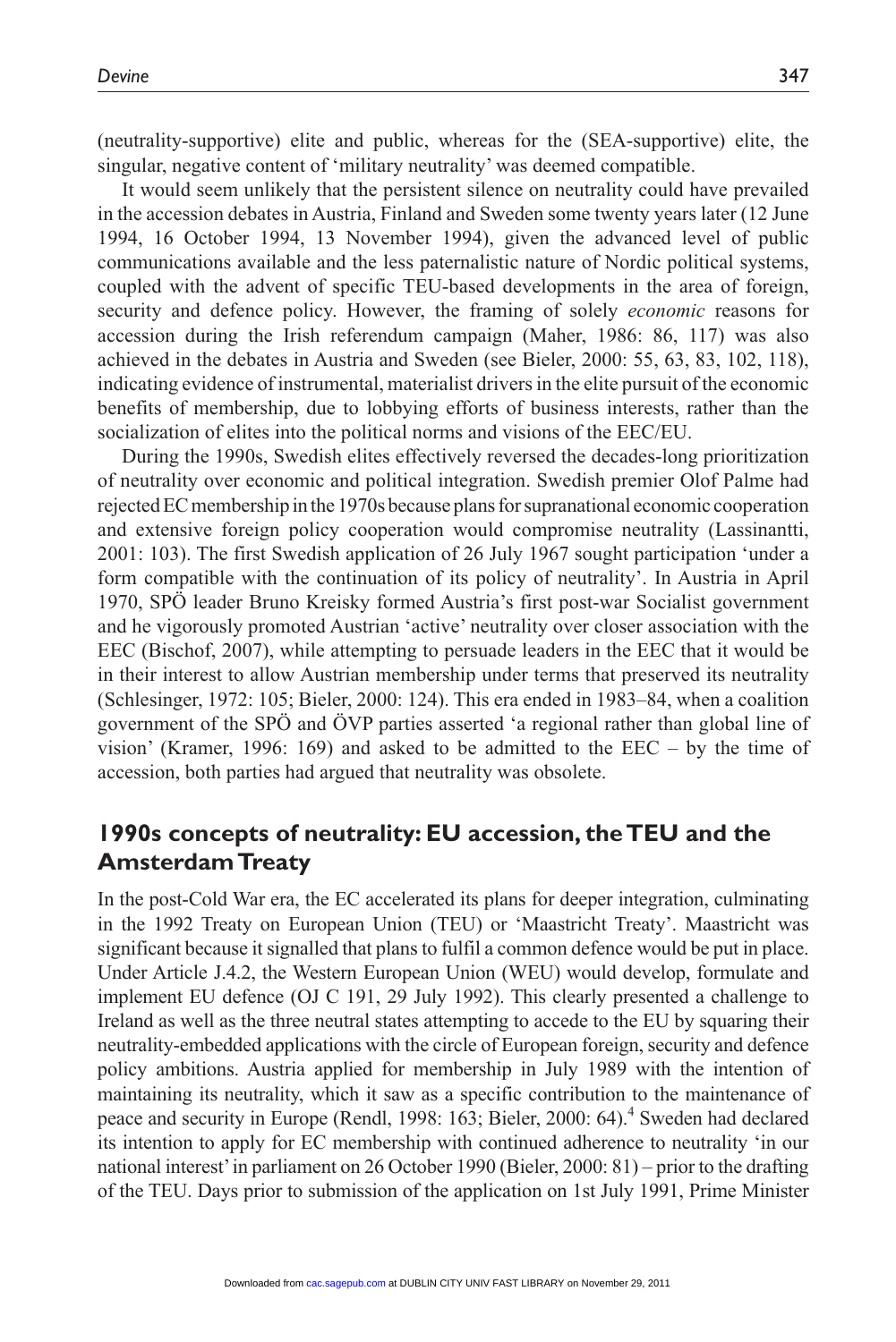(neutrality-supportive) elite and public, whereas for the (SEA-supportive) elite, the singular, negative content of 'military neutrality' was deemed compatible.

It would seem unlikely that the persistent silence on neutrality could have prevailed in the accession debates in Austria, Finland and Sweden some twenty years later (12 June 1994, 16 October 1994, 13 November 1994), given the advanced level of public communications available and the less paternalistic nature of Nordic political systems, coupled with the advent of specific TEU-based developments in the area of foreign, security and defence policy. However, the framing of solely *economic* reasons for accession during the Irish referendum campaign (Maher, 1986: 86, 117) was also achieved in the debates in Austria and Sweden (see Bieler, 2000: 55, 63, 83, 102, 118), indicating evidence of instrumental, materialist drivers in the elite pursuit of the economic benefits of membership, due to lobbying efforts of business interests, rather than the socialization of elites into the political norms and visions of the EEC/EU.

During the 1990s, Swedish elites effectively reversed the decades-long prioritization of neutrality over economic and political integration. Swedish premier Olof Palme had rejected EC membership in the 1970s because plans for supranational economic cooperation and extensive foreign policy cooperation would compromise neutrality (Lassinantti, 2001: 103). The first Swedish application of 26 July 1967 sought participation 'under a form compatible with the continuation of its policy of neutrality'. In Austria in April 1970, SPÖ leader Bruno Kreisky formed Austria's first post-war Socialist government and he vigorously promoted Austrian 'active' neutrality over closer association with the EEC (Bischof, 2007), while attempting to persuade leaders in the EEC that it would be in their interest to allow Austrian membership under terms that preserved its neutrality (Schlesinger, 1972: 105; Bieler, 2000: 124). This era ended in 1983–84, when a coalition government of the SPÖ and ÖVP parties asserted 'a regional rather than global line of vision' (Kramer, 1996: 169) and asked to be admitted to the EEC – by the time of accession, both parties had argued that neutrality was obsolete.

## 1990s concepts of neutrality: EU accession, the TEU and the Amsterdam Treaty

In the post-Cold War era, the EC accelerated its plans for deeper integration, culminating in the 1992 Treaty on European Union (TEU) or 'Maastricht Treaty'. Maastricht was significant because it signalled that plans to fulfil a common defence would be put in place. Under Article J.4.2, the Western European Union (WEU) would develop, formulate and implement EU defence (OJ C 191, 29 July 1992). This clearly presented a challenge to Ireland as well as the three neutral states attempting to accede to the EU by squaring their neutrality-embedded applications with the circle of European foreign, security and defence policy ambitions. Austria applied for membership in July 1989 with the intention of maintaining its neutrality, which it saw as a specific contribution to the maintenance of peace and security in Europe (Rendl, 1998: 163; Bieler, 2000: 64).[4] Sweden had declared its intention to apply for EC membership with continued adherence to neutrality 'in our national interest' in parliament on 26 October 1990 (Bieler, 2000: 81) – prior to the drafting of the TEU. Days prior to submission of the application on 1st July 1991, Prime Minister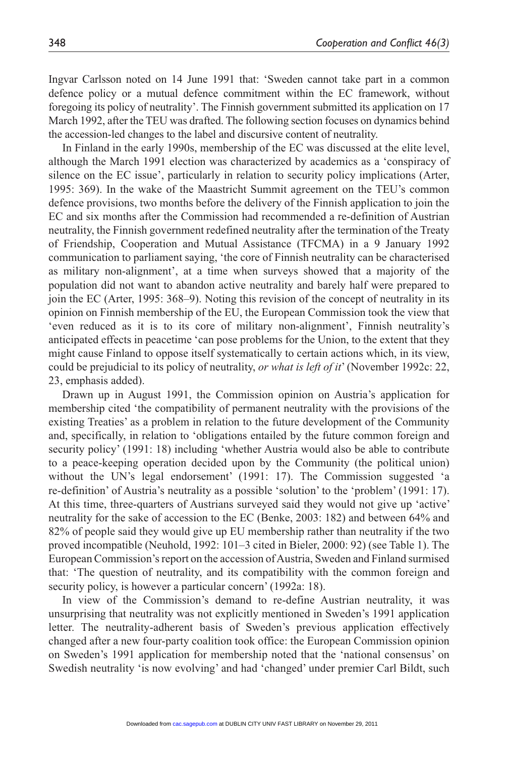Ingvar Carlsson noted on 14 June 1991 that: 'Sweden cannot take part in a common defence policy or a mutual defence commitment within the EC framework, without foregoing its policy of neutrality'. The Finnish government submitted its application on 17 March 1992, after the TEU was drafted. The following section focuses on dynamics behind the accession-led changes to the label and discursive content of neutrality.

In Finland in the early 1990s, membership of the EC was discussed at the elite level, although the March 1991 election was characterized by academics as a 'conspiracy of silence on the EC issue', particularly in relation to security policy implications (Arter, 1995: 369). In the wake of the Maastricht Summit agreement on the TEU's common defence provisions, two months before the delivery of the Finnish application to join the EC and six months after the Commission had recommended a re-definition of Austrian neutrality, the Finnish government redefined neutrality after the termination of the Treaty of Friendship, Cooperation and Mutual Assistance (TFCMA) in a 9 January 1992 communication to parliament saying, 'the core of Finnish neutrality can be characterised as military non-alignment', at a time when surveys showed that a majority of the population did not want to abandon active neutrality and barely half were prepared to join the EC (Arter, 1995: 368–9). Noting this revision of the concept of neutrality in its opinion on Finnish membership of the EU, the European Commission took the view that 'even reduced as it is to its core of military non-alignment', Finnish neutrality's anticipated effects in peacetime 'can pose problems for the Union, to the extent that they might cause Finland to oppose itself systematically to certain actions which, in its view, could be prejudicial to its policy of neutrality, *or what is left of it*' (November 1992c: 22, 23, emphasis added).

Drawn up in August 1991, the Commission opinion on Austria's application for membership cited 'the compatibility of permanent neutrality with the provisions of the existing Treaties' as a problem in relation to the future development of the Community and, specifically, in relation to 'obligations entailed by the future common foreign and security policy' (1991: 18) including 'whether Austria would also be able to contribute to a peace-keeping operation decided upon by the Community (the political union) without the UN's legal endorsement' (1991: 17). The Commission suggested 'a re-definition' of Austria's neutrality as a possible 'solution' to the 'problem' (1991: 17). At this time, three-quarters of Austrians surveyed said they would not give up 'active' neutrality for the sake of accession to the EC (Benke, 2003: 182) and between 64% and 82% of people said they would give up EU membership rather than neutrality if the two proved incompatible (Neuhold, 1992: 101–3 cited in Bieler, 2000: 92) (see Table 1). The European Commission's report on the accession of Austria, Sweden and Finland surmised that: 'The question of neutrality, and its compatibility with the common foreign and security policy, is however a particular concern' (1992a: 18).

In view of the Commission's demand to re-define Austrian neutrality, it was unsurprising that neutrality was not explicitly mentioned in Sweden's 1991 application letter. The neutrality-adherent basis of Sweden's previous application effectively changed after a new four-party coalition took office: the European Commission opinion on Sweden's 1991 application for membership noted that the 'national consensus' on Swedish neutrality 'is now evolving' and had 'changed' under premier Carl Bildt, such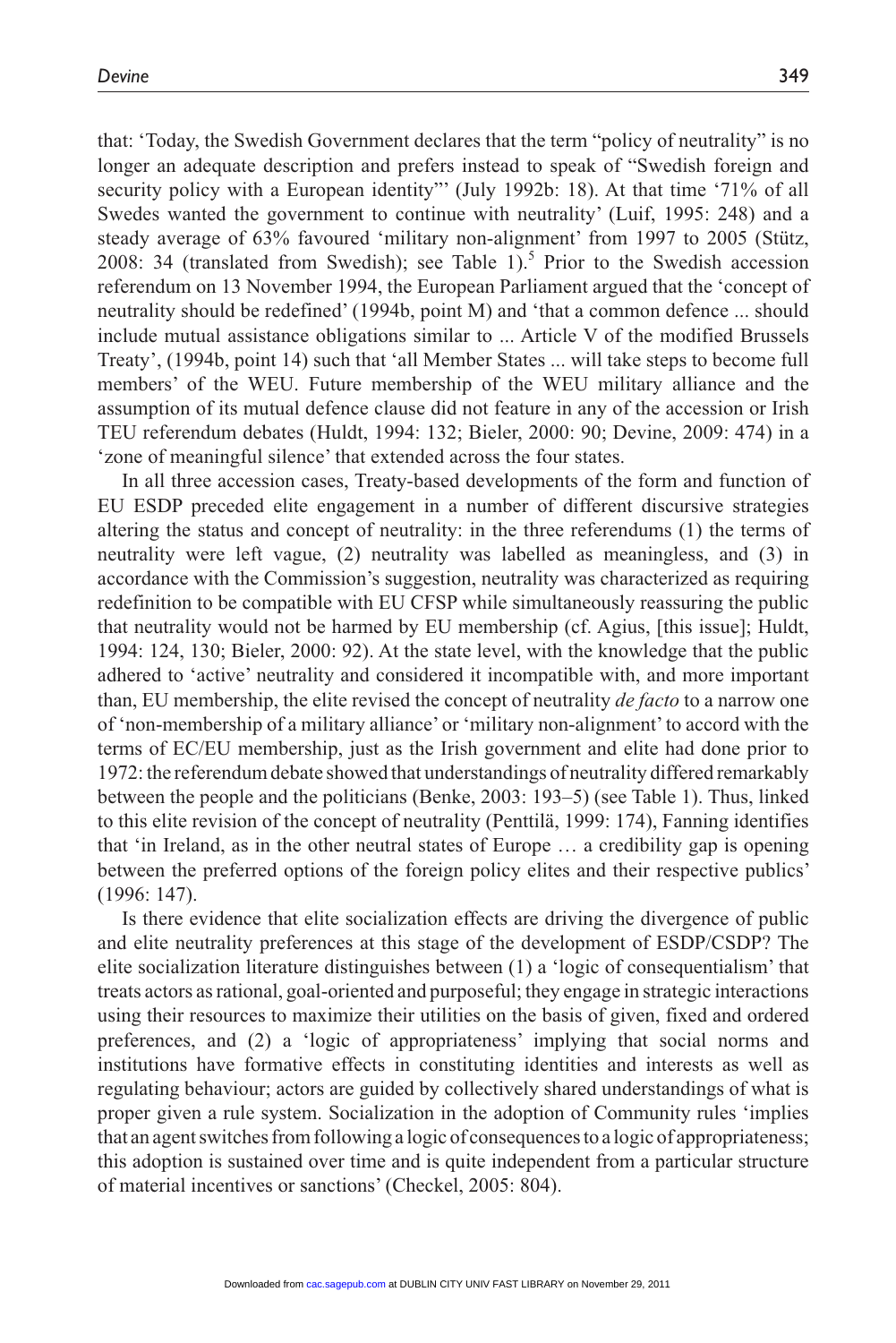that: 'Today, the Swedish Government declares that the term "policy of neutrality" is no longer an adequate description and prefers instead to speak of "Swedish foreign and security policy with a European identity"' (July 1992b: 18). At that time '71% of all Swedes wanted the government to continue with neutrality' (Luif, 1995: 248) and a steady average of 63% favoured 'military non-alignment' from 1997 to 2005 (Stütz, 2008: 34 (translated from Swedish); see Table 1).[5] Prior to the Swedish accession referendum on 13 November 1994, the European Parliament argued that the 'concept of neutrality should be redefined' (1994b, point M) and 'that a common defence ... should include mutual assistance obligations similar to ... Article V of the modified Brussels Treaty', (1994b, point 14) such that 'all Member States ... will take steps to become full members' of the WEU. Future membership of the WEU military alliance and the assumption of its mutual defence clause did not feature in any of the accession or Irish TEU referendum debates (Huldt, 1994: 132; Bieler, 2000: 90; Devine, 2009: 474) in a 'zone of meaningful silence' that extended across the four states.

In all three accession cases, Treaty-based developments of the form and function of EU ESDP preceded elite engagement in a number of different discursive strategies altering the status and concept of neutrality: in the three referendums (1) the terms of neutrality were left vague, (2) neutrality was labelled as meaningless, and (3) in accordance with the Commission's suggestion, neutrality was characterized as requiring redefinition to be compatible with EU CFSP while simultaneously reassuring the public that neutrality would not be harmed by EU membership (cf. Agius, [this issue]; Huldt, 1994: 124, 130; Bieler, 2000: 92). At the state level, with the knowledge that the public adhered to 'active' neutrality and considered it incompatible with, and more important than, EU membership, the elite revised the concept of neutrality *de facto* to a narrow one of 'non-membership of a military alliance' or 'military non-alignment' to accord with the terms of EC/EU membership, just as the Irish government and elite had done prior to 1972: the referendum debate showed that understandings of neutrality differed remarkably between the people and the politicians (Benke, 2003: 193–5) (see Table 1). Thus, linked to this elite revision of the concept of neutrality (Penttilä, 1999: 174), Fanning identifies that 'in Ireland, as in the other neutral states of Europe … a credibility gap is opening between the preferred options of the foreign policy elites and their respective publics' (1996: 147).

Is there evidence that elite socialization effects are driving the divergence of public and elite neutrality preferences at this stage of the development of ESDP/CSDP? The elite socialization literature distinguishes between (1) a 'logic of consequentialism' that treats actors as rational, goal-oriented and purposeful; they engage in strategic interactions using their resources to maximize their utilities on the basis of given, fixed and ordered preferences, and (2) a 'logic of appropriateness' implying that social norms and institutions have formative effects in constituting identities and interests as well as regulating behaviour; actors are guided by collectively shared understandings of what is proper given a rule system. Socialization in the adoption of Community rules 'implies that an agent switches from following a logic of consequences to a logic of appropriateness; this adoption is sustained over time and is quite independent from a particular structure of material incentives or sanctions' (Checkel, 2005: 804).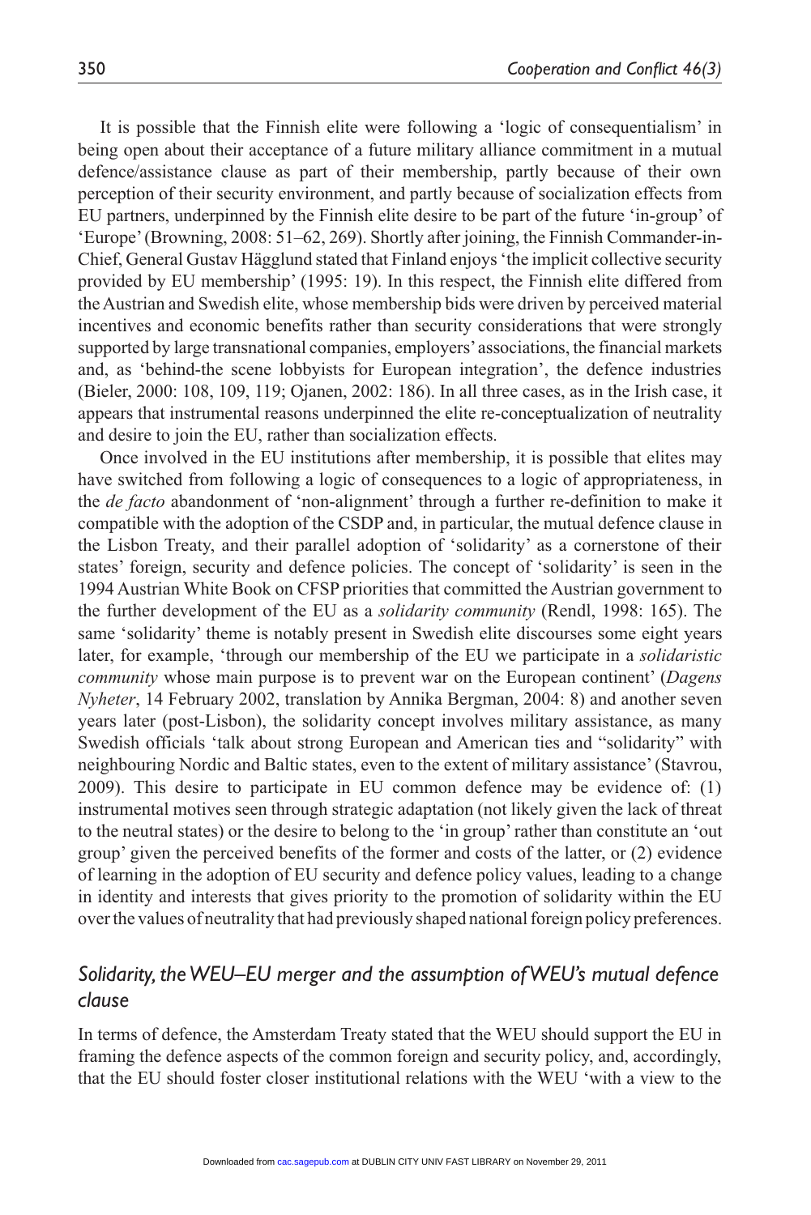It is possible that the Finnish elite were following a 'logic of consequentialism' in being open about their acceptance of a future military alliance commitment in a mutual defence/assistance clause as part of their membership, partly because of their own perception of their security environment, and partly because of socialization effects from EU partners, underpinned by the Finnish elite desire to be part of the future 'in-group' of 'Europe' (Browning, 2008: 51–62, 269). Shortly after joining, the Finnish Commander-in-Chief, General Gustav Hägglund stated that Finland enjoys 'the implicit collective security provided by EU membership' (1995: 19). In this respect, the Finnish elite differed from the Austrian and Swedish elite, whose membership bids were driven by perceived material incentives and economic benefits rather than security considerations that were strongly supported by large transnational companies, employers' associations, the financial markets and, as 'behind-the scene lobbyists for European integration', the defence industries (Bieler, 2000: 108, 109, 119; Ojanen, 2002: 186). In all three cases, as in the Irish case, it appears that instrumental reasons underpinned the elite re-conceptualization of neutrality and desire to join the EU, rather than socialization effects.

Once involved in the EU institutions after membership, it is possible that elites may have switched from following a logic of consequences to a logic of appropriateness, in the *de facto* abandonment of 'non-alignment' through a further re-definition to make it compatible with the adoption of the CSDP and, in particular, the mutual defence clause in the Lisbon Treaty, and their parallel adoption of 'solidarity' as a cornerstone of their states' foreign, security and defence policies. The concept of 'solidarity' is seen in the 1994 Austrian White Book on CFSP priorities that committed the Austrian government to the further development of the EU as a *solidarity community* (Rendl, 1998: 165). The same 'solidarity' theme is notably present in Swedish elite discourses some eight years later, for example, 'through our membership of the EU we participate in a *solidaristic community* whose main purpose is to prevent war on the European continent' (*Dagens Nyheter*, 14 February 2002, translation by Annika Bergman, 2004: 8) and another seven years later (post-Lisbon), the solidarity concept involves military assistance, as many Swedish officials 'talk about strong European and American ties and "solidarity" with neighbouring Nordic and Baltic states, even to the extent of military assistance' (Stavrou, 2009). This desire to participate in EU common defence may be evidence of: (1) instrumental motives seen through strategic adaptation (not likely given the lack of threat to the neutral states) or the desire to belong to the 'in group' rather than constitute an 'out group' given the perceived benefits of the former and costs of the latter, or (2) evidence of learning in the adoption of EU security and defence policy values, leading to a change in identity and interests that gives priority to the promotion of solidarity within the EU over the values of neutrality that had previously shaped national foreign policy preferences.

## *Solidarity, the WEU–EU merger and the assumption of WEU's mutual defence clause*

In terms of defence, the Amsterdam Treaty stated that the WEU should support the EU in framing the defence aspects of the common foreign and security policy, and, accordingly, that the EU should foster closer institutional relations with the WEU 'with a view to the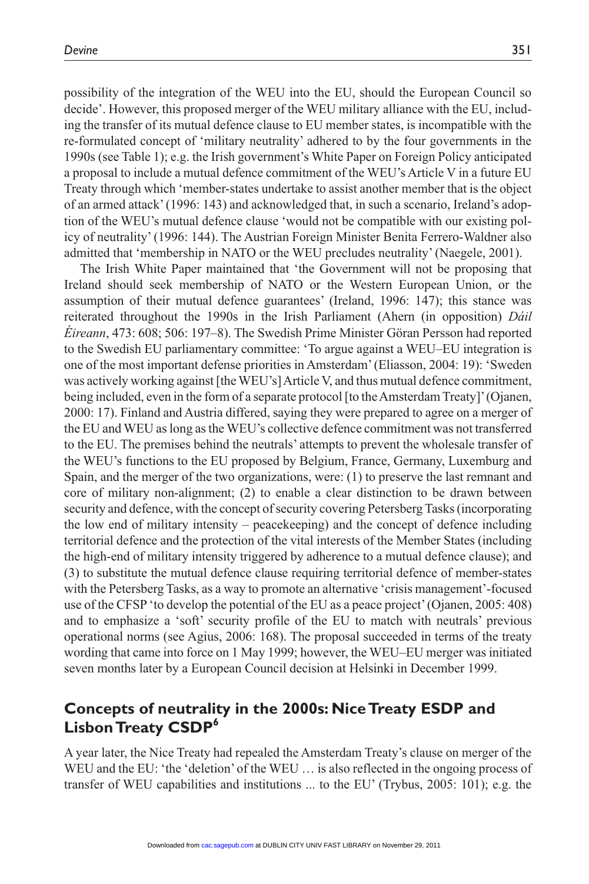possibility of the integration of the WEU into the EU, should the European Council so decide'. However, this proposed merger of the WEU military alliance with the EU, including the transfer of its mutual defence clause to EU member states, is incompatible with the re-formulated concept of 'military neutrality' adhered to by the four governments in the 1990s (see Table 1); e.g. the Irish government's White Paper on Foreign Policy anticipated a proposal to include a mutual defence commitment of the WEU's Article V in a future EU Treaty through which 'member-states undertake to assist another member that is the object of an armed attack' (1996: 143) and acknowledged that, in such a scenario, Ireland's adoption of the WEU's mutual defence clause 'would not be compatible with our existing policy of neutrality' (1996: 144). The Austrian Foreign Minister Benita Ferrero-Waldner also admitted that 'membership in NATO or the WEU precludes neutrality' (Naegele, 2001).

The Irish White Paper maintained that 'the Government will not be proposing that Ireland should seek membership of NATO or the Western European Union, or the assumption of their mutual defence guarantees' (Ireland, 1996: 147); this stance was reiterated throughout the 1990s in the Irish Parliament (Ahern (in opposition) *Dáil Éireann*, 473: 608; 506: 197–8). The Swedish Prime Minister Göran Persson had reported to the Swedish EU parliamentary committee: 'To argue against a WEU–EU integration is one of the most important defense priorities in Amsterdam' (Eliasson, 2004: 19): 'Sweden was actively working against [the WEU's] Article V, and thus mutual defence commitment, being included, even in the form of a separate protocol [to the Amsterdam Treaty]' (Ojanen, 2000: 17). Finland and Austria differed, saying they were prepared to agree on a merger of the EU and WEU as long as the WEU's collective defence commitment was not transferred to the EU. The premises behind the neutrals' attempts to prevent the wholesale transfer of the WEU's functions to the EU proposed by Belgium, France, Germany, Luxemburg and Spain, and the merger of the two organizations, were: (1) to preserve the last remnant and core of military non-alignment; (2) to enable a clear distinction to be drawn between security and defence, with the concept of security covering Petersberg Tasks (incorporating the low end of military intensity – peacekeeping) and the concept of defence including territorial defence and the protection of the vital interests of the Member States (including the high-end of military intensity triggered by adherence to a mutual defence clause); and (3) to substitute the mutual defence clause requiring territorial defence of member-states with the Petersberg Tasks, as a way to promote an alternative 'crisis management'-focused use of the CFSP 'to develop the potential of the EU as a peace project' (Ojanen, 2005: 408) and to emphasize a 'soft' security profile of the EU to match with neutrals' previous operational norms (see Agius, 2006: 168). The proposal succeeded in terms of the treaty wording that came into force on 1 May 1999; however, the WEU–EU merger was initiated seven months later by a European Council decision at Helsinki in December 1999.

## Concepts of neutrality in the 2000s: Nice Treaty ESDP and Lisbon Treaty CSDP[6]

A year later, the Nice Treaty had repealed the Amsterdam Treaty's clause on merger of the WEU and the EU: 'the 'deletion' of the WEU … is also reflected in the ongoing process of transfer of WEU capabilities and institutions ... to the EU' (Trybus, 2005: 101); e.g. the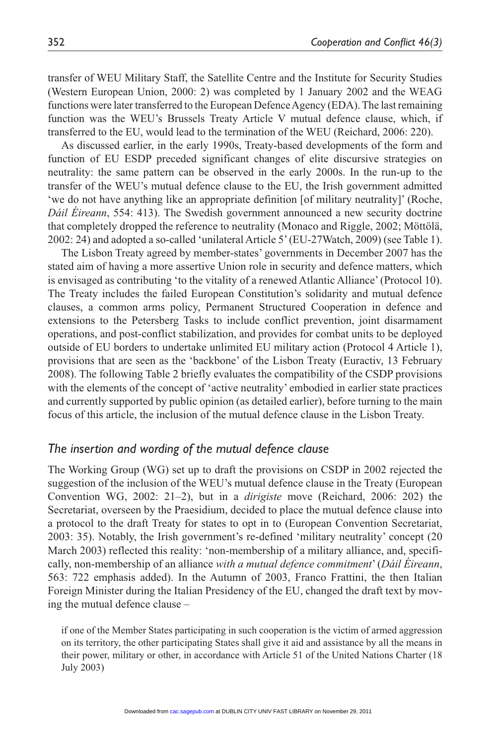transfer of WEU Military Staff, the Satellite Centre and the Institute for Security Studies (Western European Union, 2000: 2) was completed by 1 January 2002 and the WEAG functions were later transferred to the European Defence Agency (EDA). The last remaining function was the WEU's Brussels Treaty Article V mutual defence clause, which, if transferred to the EU, would lead to the termination of the WEU (Reichard, 2006: 220).

As discussed earlier, in the early 1990s, Treaty-based developments of the form and function of EU ESDP preceded significant changes of elite discursive strategies on neutrality: the same pattern can be observed in the early 2000s. In the run-up to the transfer of the WEU's mutual defence clause to the EU, the Irish government admitted 'we do not have anything like an appropriate definition [of military neutrality]' (Roche, *Dáil Éireann*, 554: 413). The Swedish government announced a new security doctrine that completely dropped the reference to neutrality (Monaco and Riggle, 2002; Möttölä, 2002: 24) and adopted a so-called 'unilateral Article 5' (EU-27Watch, 2009) (see Table 1).

The Lisbon Treaty agreed by member-states' governments in December 2007 has the stated aim of having a more assertive Union role in security and defence matters, which is envisaged as contributing 'to the vitality of a renewed Atlantic Alliance' (Protocol 10). The Treaty includes the failed European Constitution's solidarity and mutual defence clauses, a common arms policy, Permanent Structured Cooperation in defence and extensions to the Petersberg Tasks to include conflict prevention, joint disarmament operations, and post-conflict stabilization, and provides for combat units to be deployed outside of EU borders to undertake unlimited EU military action (Protocol 4 Article 1), provisions that are seen as the 'backbone' of the Lisbon Treaty (Euractiv, 13 February 2008). The following Table 2 briefly evaluates the compatibility of the CSDP provisions with the elements of the concept of 'active neutrality' embodied in earlier state practices and currently supported by public opinion (as detailed earlier), before turning to the main focus of this article, the inclusion of the mutual defence clause in the Lisbon Treaty.

## *The insertion and wording of the mutual defence clause*

The Working Group (WG) set up to draft the provisions on CSDP in 2002 rejected the suggestion of the inclusion of the WEU's mutual defence clause in the Treaty (European Convention WG, 2002: 21–2), but in a *dirigiste* move (Reichard, 2006: 202) the Secretariat, overseen by the Praesidium, decided to place the mutual defence clause into a protocol to the draft Treaty for states to opt in to (European Convention Secretariat, 2003: 35). Notably, the Irish government's re-defined 'military neutrality' concept (20 March 2003) reflected this reality: 'non-membership of a military alliance, and, specifically, non-membership of an alliance *with a mutual defence commitment*' (*Dáil Éireann*, 563: 722 emphasis added). In the Autumn of 2003, Franco Frattini, the then Italian Foreign Minister during the Italian Presidency of the EU, changed the draft text by moving the mutual defence clause –

> if one of the Member States participating in such cooperation is the victim of armed aggression on its territory, the other participating States shall give it aid and assistance by all the means in their power, military or other, in accordance with Article 51 of the United Nations Charter (18 July 2003)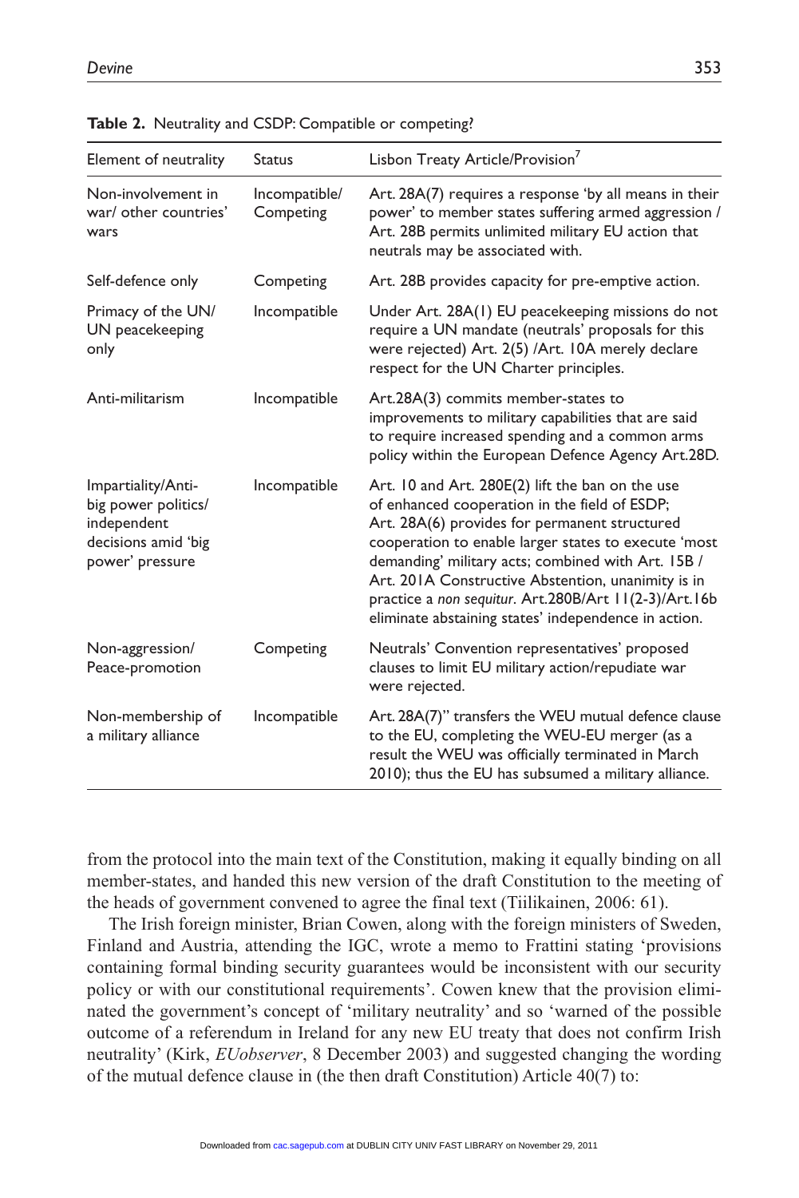**Table 2.** Neutrality and CSDP: Compatible or competing?

| Element of neutrality | Status | Lisbon Treaty Article/Provision[7] |
|---|---|---|
| Non-involvement in war/ other countries' wars | Incompatible/ Competing | Art. 28A(7) requires a response 'by all means in their power' to member states suffering armed aggression / Art. 28B permits unlimited military EU action that neutrals may be associated with. |
| Self-defence only | Competing | Art. 28B provides capacity for pre-emptive action. |
| Primacy of the UN/ UN peacekeeping only | Incompatible | Under Art. 28A(1) EU peacekeeping missions do not require a UN mandate (neutrals' proposals for this were rejected) Art. 2(5) /Art. 10A merely declare respect for the UN Charter principles. |
| Anti-militarism | Incompatible | Art.28A(3) commits member-states to improvements to military capabilities that are said to require increased spending and a common arms policy within the European Defence Agency Art.28D. |
| Impartiality/Anti-big power politics/ independent decisions amid 'big power' pressure | Incompatible | Art. 10 and Art. 280E(2) lift the ban on the use of enhanced cooperation in the field of ESDP; Art. 28A(6) provides for permanent structured cooperation to enable larger states to execute 'most demanding' military acts; combined with Art. 15B / Art. 201A Constructive Abstention, unanimity is in practice a *non sequitur*. Art.280B/Art 11(2-3)/Art.16b eliminate abstaining states' independence in action. |
| Non-aggression/ Peace-promotion | Competing | Neutrals' Convention representatives' proposed clauses to limit EU military action/repudiate war were rejected. |
| Non-membership of a military alliance | Incompatible | Art. 28A(7)" transfers the WEU mutual defence clause to the EU, completing the WEU-EU merger (as a result the WEU was officially terminated in March 2010); thus the EU has subsumed a military alliance. |

from the protocol into the main text of the Constitution, making it equally binding on all member-states, and handed this new version of the draft Constitution to the meeting of the heads of government convened to agree the final text (Tiilikainen, 2006: 61).

The Irish foreign minister, Brian Cowen, along with the foreign ministers of Sweden, Finland and Austria, attending the IGC, wrote a memo to Frattini stating 'provisions containing formal binding security guarantees would be inconsistent with our security policy or with our constitutional requirements'. Cowen knew that the provision eliminated the government's concept of 'military neutrality' and so 'warned of the possible outcome of a referendum in Ireland for any new EU treaty that does not confirm Irish neutrality' (Kirk, *EUobserver*, 8 December 2003) and suggested changing the wording of the mutual defence clause in (the then draft Constitution) Article 40(7) to: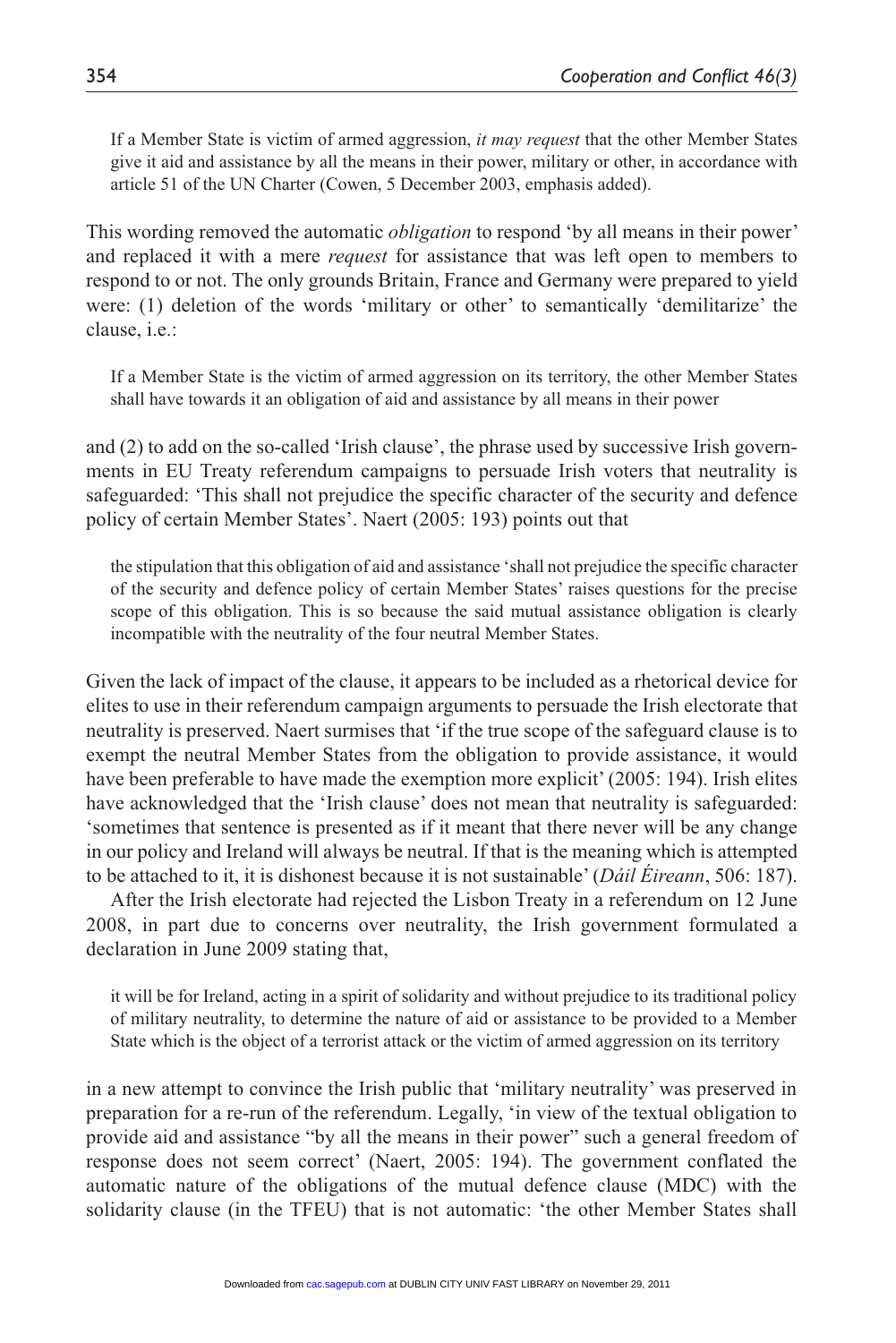> If a Member State is victim of armed aggression, *it may request* that the other Member States give it aid and assistance by all the means in their power, military or other, in accordance with article 51 of the UN Charter (Cowen, 5 December 2003, emphasis added).

This wording removed the automatic *obligation* to respond 'by all means in their power' and replaced it with a mere *request* for assistance that was left open to members to respond to or not. The only grounds Britain, France and Germany were prepared to yield were: (1) deletion of the words 'military or other' to semantically 'demilitarize' the clause, i.e.:

> If a Member State is the victim of armed aggression on its territory, the other Member States shall have towards it an obligation of aid and assistance by all means in their power

and (2) to add on the so-called 'Irish clause', the phrase used by successive Irish governments in EU Treaty referendum campaigns to persuade Irish voters that neutrality is safeguarded: 'This shall not prejudice the specific character of the security and defence policy of certain Member States'. Naert (2005: 193) points out that

> the stipulation that this obligation of aid and assistance 'shall not prejudice the specific character of the security and defence policy of certain Member States' raises questions for the precise scope of this obligation. This is so because the said mutual assistance obligation is clearly incompatible with the neutrality of the four neutral Member States.

Given the lack of impact of the clause, it appears to be included as a rhetorical device for elites to use in their referendum campaign arguments to persuade the Irish electorate that neutrality is preserved. Naert surmises that 'if the true scope of the safeguard clause is to exempt the neutral Member States from the obligation to provide assistance, it would have been preferable to have made the exemption more explicit' (2005: 194). Irish elites have acknowledged that the 'Irish clause' does not mean that neutrality is safeguarded: 'sometimes that sentence is presented as if it meant that there never will be any change in our policy and Ireland will always be neutral. If that is the meaning which is attempted to be attached to it, it is dishonest because it is not sustainable' (*Dáil Éireann*, 506: 187).

After the Irish electorate had rejected the Lisbon Treaty in a referendum on 12 June 2008, in part due to concerns over neutrality, the Irish government formulated a declaration in June 2009 stating that,

> it will be for Ireland, acting in a spirit of solidarity and without prejudice to its traditional policy of military neutrality, to determine the nature of aid or assistance to be provided to a Member State which is the object of a terrorist attack or the victim of armed aggression on its territory

in a new attempt to convince the Irish public that 'military neutrality' was preserved in preparation for a re-run of the referendum. Legally, 'in view of the textual obligation to provide aid and assistance "by all the means in their power" such a general freedom of response does not seem correct' (Naert, 2005: 194). The government conflated the automatic nature of the obligations of the mutual defence clause (MDC) with the solidarity clause (in the TFEU) that is not automatic: 'the other Member States shall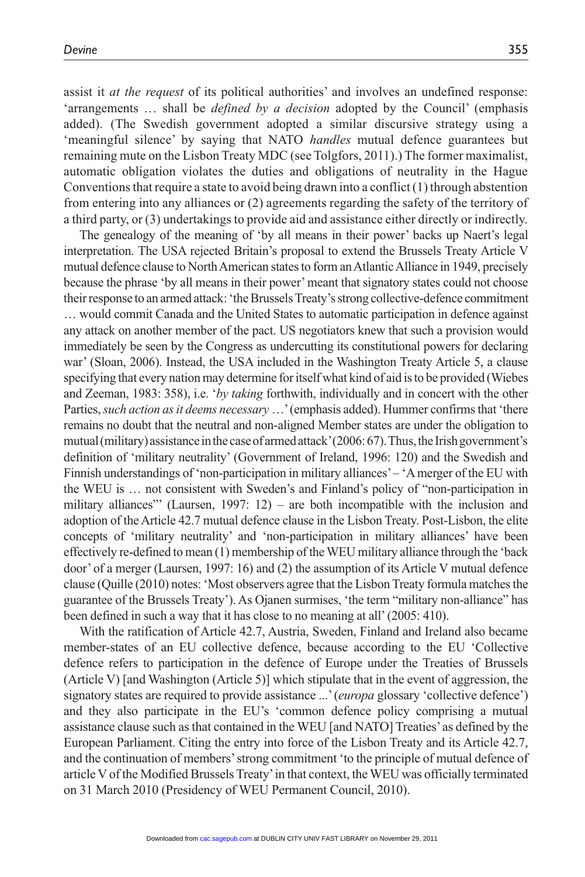assist it *at the request* of its political authorities' and involves an undefined response: 'arrangements … shall be *defined by a decision* adopted by the Council' (emphasis added). (The Swedish government adopted a similar discursive strategy using a 'meaningful silence' by saying that NATO *handles* mutual defence guarantees but remaining mute on the Lisbon Treaty MDC (see Tolgfors, 2011).) The former maximalist, automatic obligation violates the duties and obligations of neutrality in the Hague Conventions that require a state to avoid being drawn into a conflict (1) through abstention from entering into any alliances or (2) agreements regarding the safety of the territory of a third party, or (3) undertakings to provide aid and assistance either directly or indirectly.

The genealogy of the meaning of 'by all means in their power' backs up Naert's legal interpretation. The USA rejected Britain's proposal to extend the Brussels Treaty Article V mutual defence clause to North American states to form an Atlantic Alliance in 1949, precisely because the phrase 'by all means in their power' meant that signatory states could not choose their response to an armed attack: 'the Brussels Treaty's strong collective-defence commitment … would commit Canada and the United States to automatic participation in defence against any attack on another member of the pact. US negotiators knew that such a provision would immediately be seen by the Congress as undercutting its constitutional powers for declaring war' (Sloan, 2006). Instead, the USA included in the Washington Treaty Article 5, a clause specifying that every nation may determine for itself what kind of aid is to be provided (Wiebes and Zeeman, 1983: 358), i.e. '*by taking* forthwith, individually and in concert with the other Parties, *such action as it deems necessary* …' (emphasis added). Hummer confirms that 'there remains no doubt that the neutral and non-aligned Member states are under the obligation to mutual (military) assistance in the case of armed attack' (2006: 67). Thus, the Irish government's definition of 'military neutrality' (Government of Ireland, 1996: 120) and the Swedish and Finnish understandings of 'non-participation in military alliances' – 'A merger of the EU with the WEU is … not consistent with Sweden's and Finland's policy of "non-participation in military alliances"' (Laursen, 1997: 12) – are both incompatible with the inclusion and adoption of the Article 42.7 mutual defence clause in the Lisbon Treaty. Post-Lisbon, the elite concepts of 'military neutrality' and 'non-participation in military alliances' have been effectively re-defined to mean (1) membership of the WEU military alliance through the 'back door' of a merger (Laursen, 1997: 16) and (2) the assumption of its Article V mutual defence clause (Quille (2010) notes: 'Most observers agree that the Lisbon Treaty formula matches the guarantee of the Brussels Treaty'). As Ojanen surmises, 'the term "military non-alliance" has been defined in such a way that it has close to no meaning at all' (2005: 410).

With the ratification of Article 42.7, Austria, Sweden, Finland and Ireland also became member-states of an EU collective defence, because according to the EU 'Collective defence refers to participation in the defence of Europe under the Treaties of Brussels (Article V) [and Washington (Article 5)] which stipulate that in the event of aggression, the signatory states are required to provide assistance ...' (*europa* glossary 'collective defence') and they also participate in the EU's 'common defence policy comprising a mutual assistance clause such as that contained in the WEU [and NATO] Treaties' as defined by the European Parliament. Citing the entry into force of the Lisbon Treaty and its Article 42.7, and the continuation of members' strong commitment 'to the principle of mutual defence of article V of the Modified Brussels Treaty' in that context, the WEU was officially terminated on 31 March 2010 (Presidency of WEU Permanent Council, 2010).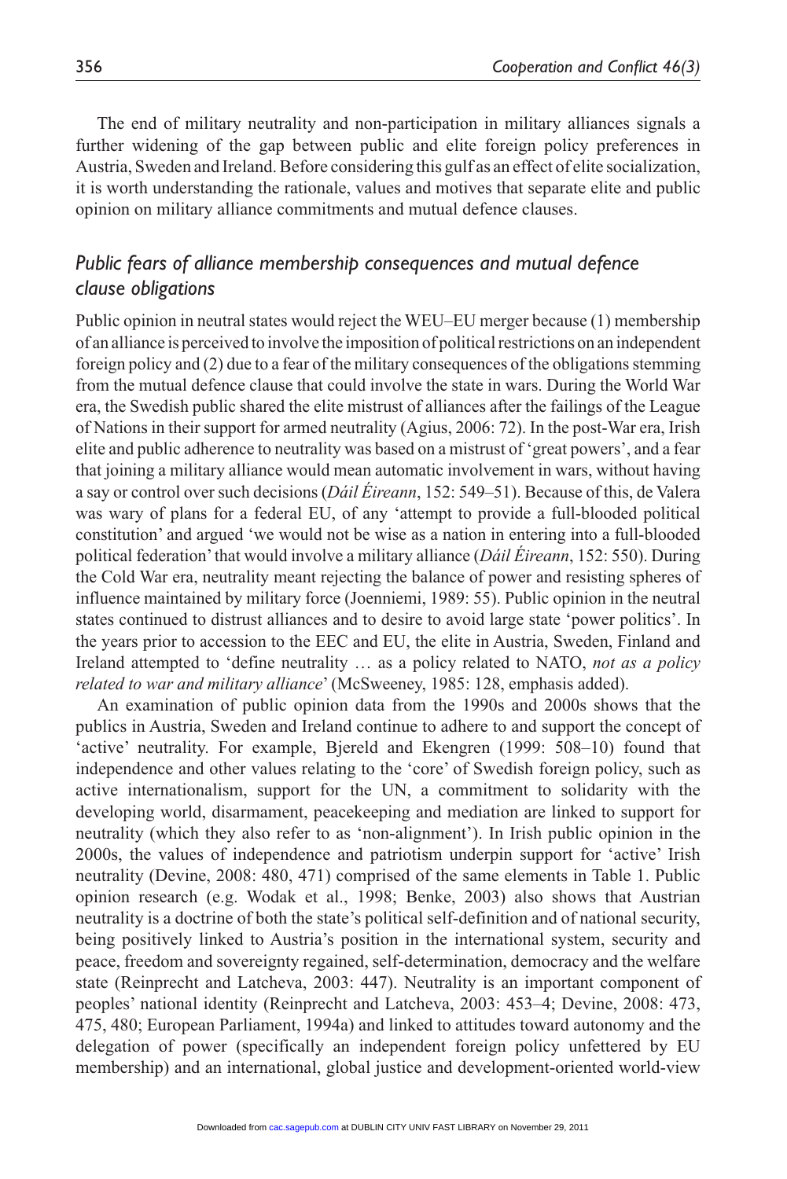The end of military neutrality and non-participation in military alliances signals a further widening of the gap between public and elite foreign policy preferences in Austria, Sweden and Ireland. Before considering this gulf as an effect of elite socialization, it is worth understanding the rationale, values and motives that separate elite and public opinion on military alliance commitments and mutual defence clauses.

### *Public fears of alliance membership consequences and mutual defence clause obligations*

Public opinion in neutral states would reject the WEU–EU merger because (1) membership of an alliance is perceived to involve the imposition of political restrictions on an independent foreign policy and (2) due to a fear of the military consequences of the obligations stemming from the mutual defence clause that could involve the state in wars. During the World War era, the Swedish public shared the elite mistrust of alliances after the failings of the League of Nations in their support for armed neutrality (Agius, 2006: 72). In the post-War era, Irish elite and public adherence to neutrality was based on a mistrust of 'great powers', and a fear that joining a military alliance would mean automatic involvement in wars, without having a say or control over such decisions (*Dáil Éireann*, 152: 549–51). Because of this, de Valera was wary of plans for a federal EU, of any 'attempt to provide a full-blooded political constitution' and argued 'we would not be wise as a nation in entering into a full-blooded political federation' that would involve a military alliance (*Dáil Éireann*, 152: 550). During the Cold War era, neutrality meant rejecting the balance of power and resisting spheres of influence maintained by military force (Joenniemi, 1989: 55). Public opinion in the neutral states continued to distrust alliances and to desire to avoid large state 'power politics'. In the years prior to accession to the EEC and EU, the elite in Austria, Sweden, Finland and Ireland attempted to 'define neutrality … as a policy related to NATO, *not as a policy related to war and military alliance*' (McSweeney, 1985: 128, emphasis added).

An examination of public opinion data from the 1990s and 2000s shows that the publics in Austria, Sweden and Ireland continue to adhere to and support the concept of 'active' neutrality. For example, Bjereld and Ekengren (1999: 508–10) found that independence and other values relating to the 'core' of Swedish foreign policy, such as active internationalism, support for the UN, a commitment to solidarity with the developing world, disarmament, peacekeeping and mediation are linked to support for neutrality (which they also refer to as 'non-alignment'). In Irish public opinion in the 2000s, the values of independence and patriotism underpin support for 'active' Irish neutrality (Devine, 2008: 480, 471) comprised of the same elements in Table 1. Public opinion research (e.g. Wodak et al., 1998; Benke, 2003) also shows that Austrian neutrality is a doctrine of both the state's political self-definition and of national security, being positively linked to Austria's position in the international system, security and peace, freedom and sovereignty regained, self-determination, democracy and the welfare state (Reinprecht and Latcheva, 2003: 447). Neutrality is an important component of peoples' national identity (Reinprecht and Latcheva, 2003: 453–4; Devine, 2008: 473, 475, 480; European Parliament, 1994a) and linked to attitudes toward autonomy and the delegation of power (specifically an independent foreign policy unfettered by EU membership) and an international, global justice and development-oriented world-view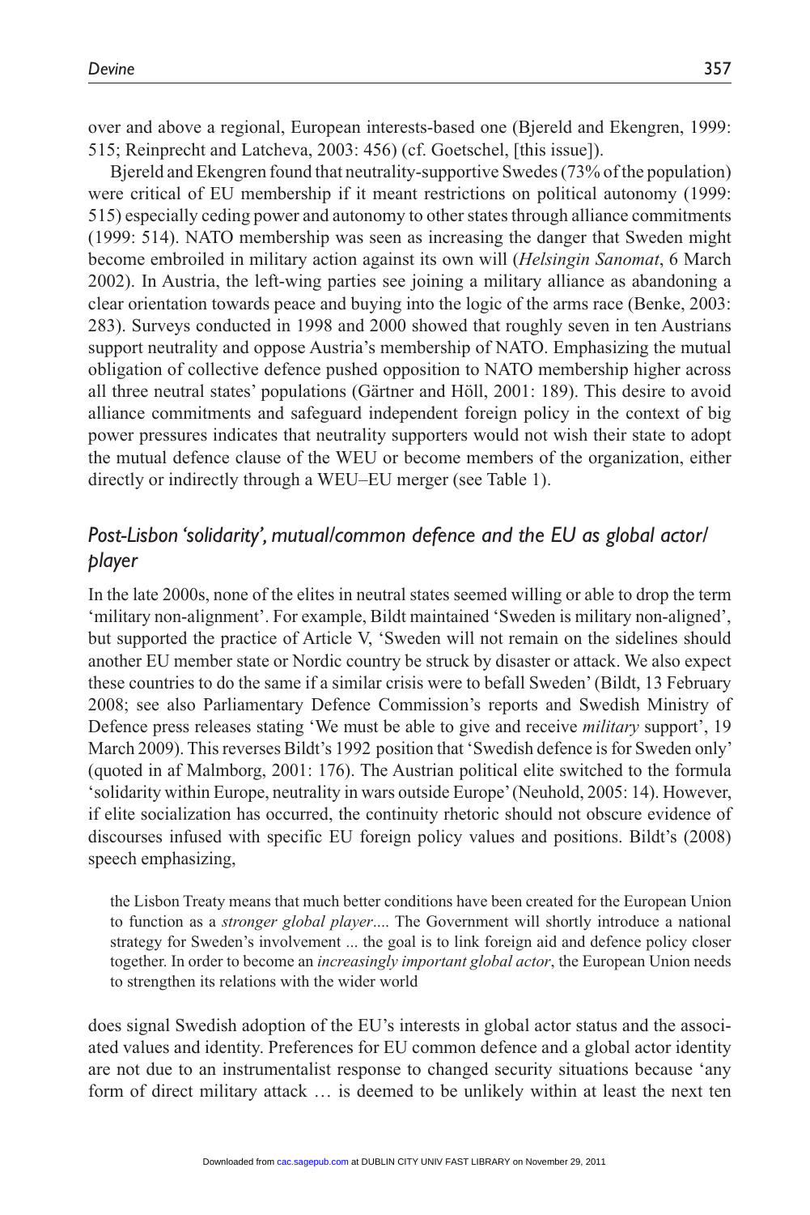over and above a regional, European interests-based one (Bjereld and Ekengren, 1999: 515; Reinprecht and Latcheva, 2003: 456) (cf. Goetschel, [this issue]).

Bjereld and Ekengren found that neutrality-supportive Swedes (73% of the population) were critical of EU membership if it meant restrictions on political autonomy (1999: 515) especially ceding power and autonomy to other states through alliance commitments (1999: 514). NATO membership was seen as increasing the danger that Sweden might become embroiled in military action against its own will (*Helsingin Sanomat*, 6 March 2002). In Austria, the left-wing parties see joining a military alliance as abandoning a clear orientation towards peace and buying into the logic of the arms race (Benke, 2003: 283). Surveys conducted in 1998 and 2000 showed that roughly seven in ten Austrians support neutrality and oppose Austria's membership of NATO. Emphasizing the mutual obligation of collective defence pushed opposition to NATO membership higher across all three neutral states' populations (Gärtner and Höll, 2001: 189). This desire to avoid alliance commitments and safeguard independent foreign policy in the context of big power pressures indicates that neutrality supporters would not wish their state to adopt the mutual defence clause of the WEU or become members of the organization, either directly or indirectly through a WEU–EU merger (see Table 1).

## *Post-Lisbon 'solidarity', mutual/common defence and the EU as global actor/ player*

In the late 2000s, none of the elites in neutral states seemed willing or able to drop the term 'military non-alignment'. For example, Bildt maintained 'Sweden is military non-aligned', but supported the practice of Article V, 'Sweden will not remain on the sidelines should another EU member state or Nordic country be struck by disaster or attack. We also expect these countries to do the same if a similar crisis were to befall Sweden' (Bildt, 13 February 2008; see also Parliamentary Defence Commission's reports and Swedish Ministry of Defence press releases stating 'We must be able to give and receive *military* support', 19 March 2009). This reverses Bildt's 1992 position that 'Swedish defence is for Sweden only' (quoted in af Malmborg, 2001: 176). The Austrian political elite switched to the formula 'solidarity within Europe, neutrality in wars outside Europe' (Neuhold, 2005: 14). However, if elite socialization has occurred, the continuity rhetoric should not obscure evidence of discourses infused with specific EU foreign policy values and positions. Bildt's (2008) speech emphasizing,

> the Lisbon Treaty means that much better conditions have been created for the European Union to function as a *stronger global player*.... The Government will shortly introduce a national strategy for Sweden's involvement ... the goal is to link foreign aid and defence policy closer together. In order to become an *increasingly important global actor*, the European Union needs to strengthen its relations with the wider world

does signal Swedish adoption of the EU's interests in global actor status and the associated values and identity. Preferences for EU common defence and a global actor identity are not due to an instrumentalist response to changed security situations because 'any form of direct military attack … is deemed to be unlikely within at least the next ten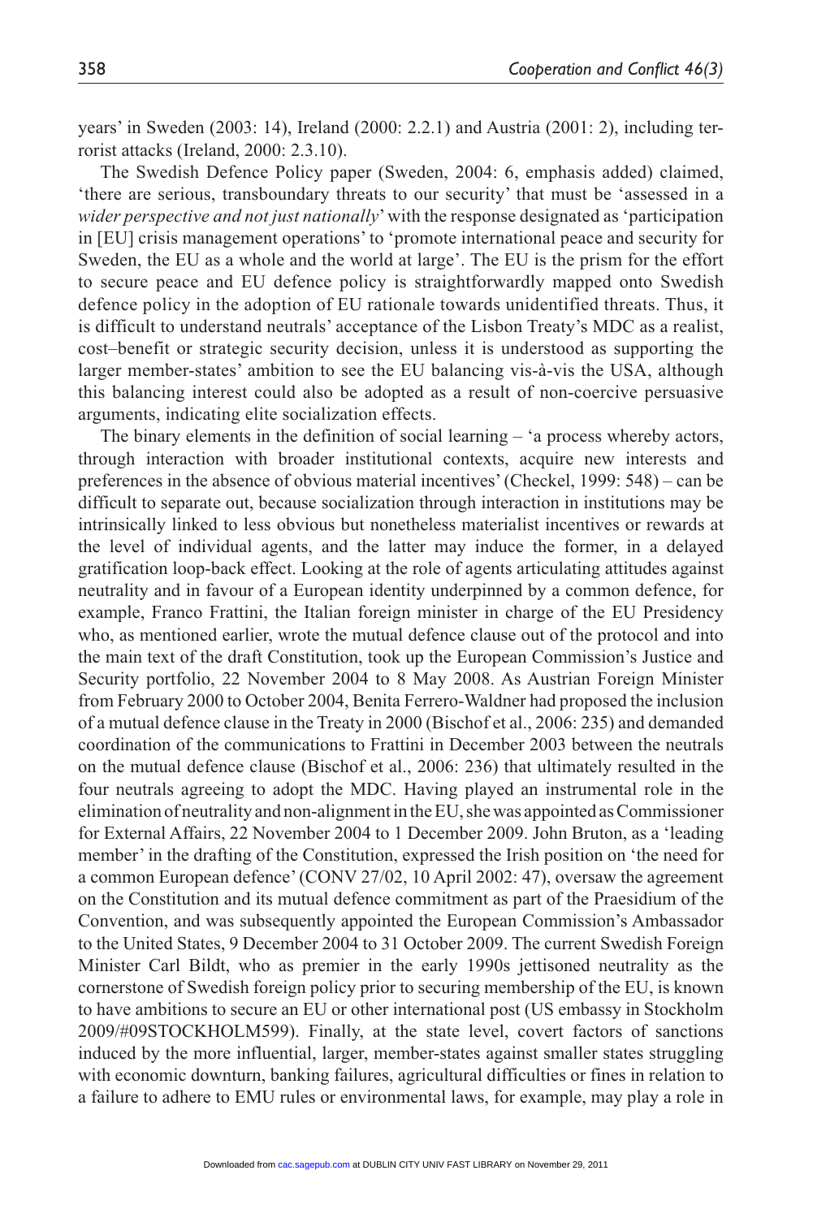years' in Sweden (2003: 14), Ireland (2000: 2.2.1) and Austria (2001: 2), including terrorist attacks (Ireland, 2000: 2.3.10).

The Swedish Defence Policy paper (Sweden, 2004: 6, emphasis added) claimed, 'there are serious, transboundary threats to our security' that must be 'assessed in a *wider perspective and not just nationally*' with the response designated as 'participation in [EU] crisis management operations' to 'promote international peace and security for Sweden, the EU as a whole and the world at large'. The EU is the prism for the effort to secure peace and EU defence policy is straightforwardly mapped onto Swedish defence policy in the adoption of EU rationale towards unidentified threats. Thus, it is difficult to understand neutrals' acceptance of the Lisbon Treaty's MDC as a realist, cost–benefit or strategic security decision, unless it is understood as supporting the larger member-states' ambition to see the EU balancing vis-à-vis the USA, although this balancing interest could also be adopted as a result of non-coercive persuasive arguments, indicating elite socialization effects.

The binary elements in the definition of social learning – 'a process whereby actors, through interaction with broader institutional contexts, acquire new interests and preferences in the absence of obvious material incentives' (Checkel, 1999: 548) – can be difficult to separate out, because socialization through interaction in institutions may be intrinsically linked to less obvious but nonetheless materialist incentives or rewards at the level of individual agents, and the latter may induce the former, in a delayed gratification loop-back effect. Looking at the role of agents articulating attitudes against neutrality and in favour of a European identity underpinned by a common defence, for example, Franco Frattini, the Italian foreign minister in charge of the EU Presidency who, as mentioned earlier, wrote the mutual defence clause out of the protocol and into the main text of the draft Constitution, took up the European Commission's Justice and Security portfolio, 22 November 2004 to 8 May 2008. As Austrian Foreign Minister from February 2000 to October 2004, Benita Ferrero-Waldner had proposed the inclusion of a mutual defence clause in the Treaty in 2000 (Bischof et al., 2006: 235) and demanded coordination of the communications to Frattini in December 2003 between the neutrals on the mutual defence clause (Bischof et al., 2006: 236) that ultimately resulted in the four neutrals agreeing to adopt the MDC. Having played an instrumental role in the elimination of neutrality and non-alignment in the EU, she was appointed as Commissioner for External Affairs, 22 November 2004 to 1 December 2009. John Bruton, as a 'leading member' in the drafting of the Constitution, expressed the Irish position on 'the need for a common European defence' (CONV 27/02, 10 April 2002: 47), oversaw the agreement on the Constitution and its mutual defence commitment as part of the Praesidium of the Convention, and was subsequently appointed the European Commission's Ambassador to the United States, 9 December 2004 to 31 October 2009. The current Swedish Foreign Minister Carl Bildt, who as premier in the early 1990s jettisoned neutrality as the cornerstone of Swedish foreign policy prior to securing membership of the EU, is known to have ambitions to secure an EU or other international post (US embassy in Stockholm 2009/#09STOCKHOLM599). Finally, at the state level, covert factors of sanctions induced by the more influential, larger, member-states against smaller states struggling with economic downturn, banking failures, agricultural difficulties or fines in relation to a failure to adhere to EMU rules or environmental laws, for example, may play a role in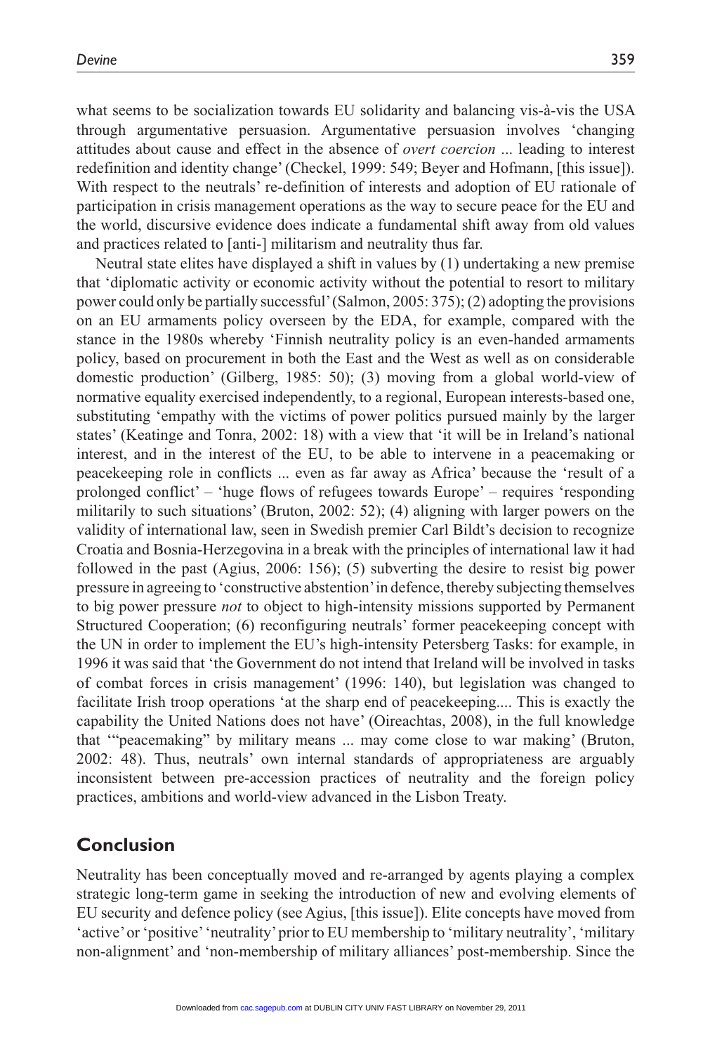what seems to be socialization towards EU solidarity and balancing vis-à-vis the USA through argumentative persuasion. Argumentative persuasion involves 'changing attitudes about cause and effect in the absence of *overt coercion* ... leading to interest redefinition and identity change' (Checkel, 1999: 549; Beyer and Hofmann, [this issue]). With respect to the neutrals' re-definition of interests and adoption of EU rationale of participation in crisis management operations as the way to secure peace for the EU and the world, discursive evidence does indicate a fundamental shift away from old values and practices related to [anti-] militarism and neutrality thus far.

Neutral state elites have displayed a shift in values by (1) undertaking a new premise that 'diplomatic activity or economic activity without the potential to resort to military power could only be partially successful' (Salmon, 2005: 375); (2) adopting the provisions on an EU armaments policy overseen by the EDA, for example, compared with the stance in the 1980s whereby 'Finnish neutrality policy is an even-handed armaments policy, based on procurement in both the East and the West as well as on considerable domestic production' (Gilberg, 1985: 50); (3) moving from a global world-view of normative equality exercised independently, to a regional, European interests-based one, substituting 'empathy with the victims of power politics pursued mainly by the larger states' (Keatinge and Tonra, 2002: 18) with a view that 'it will be in Ireland's national interest, and in the interest of the EU, to be able to intervene in a peacemaking or peacekeeping role in conflicts ... even as far away as Africa' because the 'result of a prolonged conflict' – 'huge flows of refugees towards Europe' – requires 'responding militarily to such situations' (Bruton, 2002: 52); (4) aligning with larger powers on the validity of international law, seen in Swedish premier Carl Bildt's decision to recognize Croatia and Bosnia-Herzegovina in a break with the principles of international law it had followed in the past (Agius, 2006: 156); (5) subverting the desire to resist big power pressure in agreeing to 'constructive abstention' in defence, thereby subjecting themselves to big power pressure *not* to object to high-intensity missions supported by Permanent Structured Cooperation; (6) reconfiguring neutrals' former peacekeeping concept with the UN in order to implement the EU's high-intensity Petersberg Tasks: for example, in 1996 it was said that 'the Government do not intend that Ireland will be involved in tasks of combat forces in crisis management' (1996: 140), but legislation was changed to facilitate Irish troop operations 'at the sharp end of peacekeeping.... This is exactly the capability the United Nations does not have' (Oireachtas, 2008), in the full knowledge that '"peacemaking" by military means ... may come close to war making' (Bruton, 2002: 48). Thus, neutrals' own internal standards of appropriateness are arguably inconsistent between pre-accession practices of neutrality and the foreign policy practices, ambitions and world-view advanced in the Lisbon Treaty.

## Conclusion

Neutrality has been conceptually moved and re-arranged by agents playing a complex strategic long-term game in seeking the introduction of new and evolving elements of EU security and defence policy (see Agius, [this issue]). Elite concepts have moved from 'active' or 'positive' 'neutrality' prior to EU membership to 'military neutrality', 'military non-alignment' and 'non-membership of military alliances' post-membership. Since the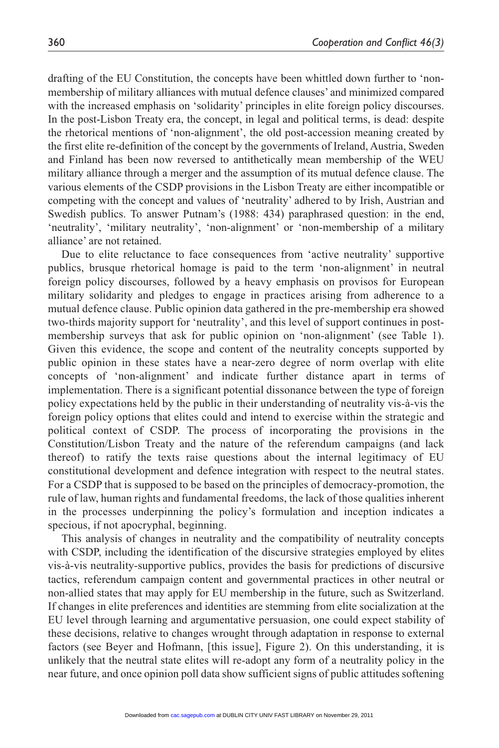drafting of the EU Constitution, the concepts have been whittled down further to 'non-membership of military alliances with mutual defence clauses' and minimized compared with the increased emphasis on 'solidarity' principles in elite foreign policy discourses. In the post-Lisbon Treaty era, the concept, in legal and political terms, is dead: despite the rhetorical mentions of 'non-alignment', the old post-accession meaning created by the first elite re-definition of the concept by the governments of Ireland, Austria, Sweden and Finland has been now reversed to antithetically mean membership of the WEU military alliance through a merger and the assumption of its mutual defence clause. The various elements of the CSDP provisions in the Lisbon Treaty are either incompatible or competing with the concept and values of 'neutrality' adhered to by Irish, Austrian and Swedish publics. To answer Putnam's (1988: 434) paraphrased question: in the end, 'neutrality', 'military neutrality', 'non-alignment' or 'non-membership of a military alliance' are not retained.

Due to elite reluctance to face consequences from 'active neutrality' supportive publics, brusque rhetorical homage is paid to the term 'non-alignment' in neutral foreign policy discourses, followed by a heavy emphasis on provisos for European military solidarity and pledges to engage in practices arising from adherence to a mutual defence clause. Public opinion data gathered in the pre-membership era showed two-thirds majority support for 'neutrality', and this level of support continues in post-membership surveys that ask for public opinion on 'non-alignment' (see Table 1). Given this evidence, the scope and content of the neutrality concepts supported by public opinion in these states have a near-zero degree of norm overlap with elite concepts of 'non-alignment' and indicate further distance apart in terms of implementation. There is a significant potential dissonance between the type of foreign policy expectations held by the public in their understanding of neutrality vis-à-vis the foreign policy options that elites could and intend to exercise within the strategic and political context of CSDP. The process of incorporating the provisions in the Constitution/Lisbon Treaty and the nature of the referendum campaigns (and lack thereof) to ratify the texts raise questions about the internal legitimacy of EU constitutional development and defence integration with respect to the neutral states. For a CSDP that is supposed to be based on the principles of democracy-promotion, the rule of law, human rights and fundamental freedoms, the lack of those qualities inherent in the processes underpinning the policy's formulation and inception indicates a specious, if not apocryphal, beginning.

This analysis of changes in neutrality and the compatibility of neutrality concepts with CSDP, including the identification of the discursive strategies employed by elites vis-à-vis neutrality-supportive publics, provides the basis for predictions of discursive tactics, referendum campaign content and governmental practices in other neutral or non-allied states that may apply for EU membership in the future, such as Switzerland. If changes in elite preferences and identities are stemming from elite socialization at the EU level through learning and argumentative persuasion, one could expect stability of these decisions, relative to changes wrought through adaptation in response to external factors (see Beyer and Hofmann, [this issue], Figure 2). On this understanding, it is unlikely that the neutral state elites will re-adopt any form of a neutrality policy in the near future, and once opinion poll data show sufficient signs of public attitudes softening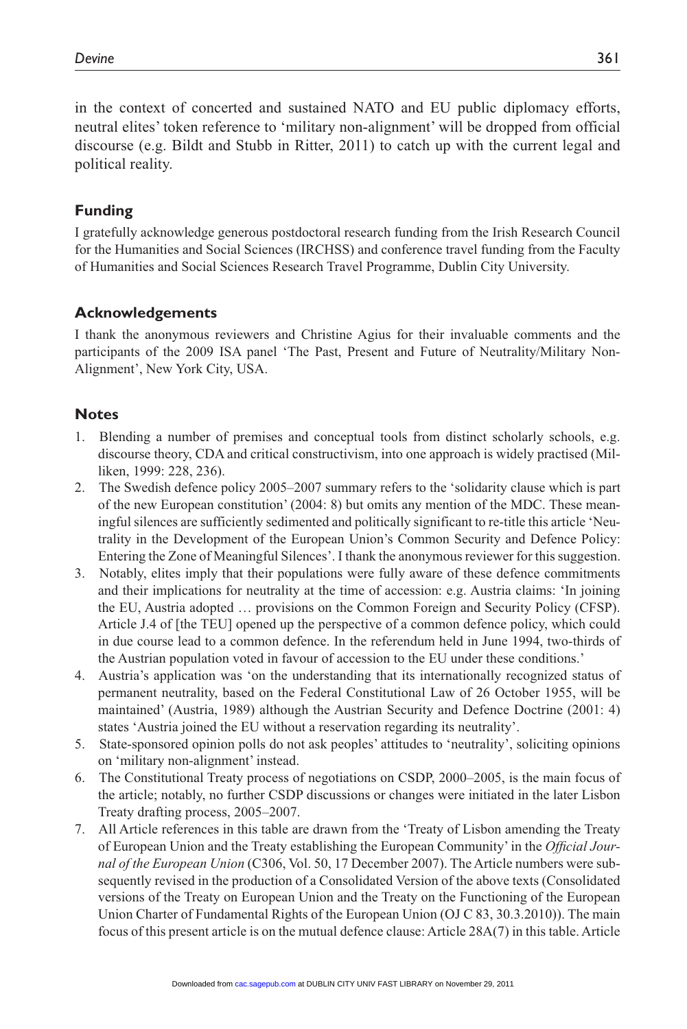in the context of concerted and sustained NATO and EU public diplomacy efforts, neutral elites' token reference to 'military non-alignment' will be dropped from official discourse (e.g. Bildt and Stubb in Ritter, 2011) to catch up with the current legal and political reality.

## Funding

I gratefully acknowledge generous postdoctoral research funding from the Irish Research Council for the Humanities and Social Sciences (IRCHSS) and conference travel funding from the Faculty of Humanities and Social Sciences Research Travel Programme, Dublin City University.

## Acknowledgements

I thank the anonymous reviewers and Christine Agius for their invaluable comments and the participants of the 2009 ISA panel 'The Past, Present and Future of Neutrality/Military Non-Alignment', New York City, USA.

## Notes

1. Blending a number of premises and conceptual tools from distinct scholarly schools, e.g. discourse theory, CDA and critical constructivism, into one approach is widely practised (Milliken, 1999: 228, 236).
2. The Swedish defence policy 2005–2007 summary refers to the 'solidarity clause which is part of the new European constitution' (2004: 8) but omits any mention of the MDC. These meaningful silences are sufficiently sedimented and politically significant to re-title this article 'Neutrality in the Development of the European Union's Common Security and Defence Policy: Entering the Zone of Meaningful Silences'. I thank the anonymous reviewer for this suggestion.
3. Notably, elites imply that their populations were fully aware of these defence commitments and their implications for neutrality at the time of accession: e.g. Austria claims: 'In joining the EU, Austria adopted … provisions on the Common Foreign and Security Policy (CFSP). Article J.4 of [the TEU] opened up the perspective of a common defence policy, which could in due course lead to a common defence. In the referendum held in June 1994, two-thirds of the Austrian population voted in favour of accession to the EU under these conditions.'
4. Austria's application was 'on the understanding that its internationally recognized status of permanent neutrality, based on the Federal Constitutional Law of 26 October 1955, will be maintained' (Austria, 1989) although the Austrian Security and Defence Doctrine (2001: 4) states 'Austria joined the EU without a reservation regarding its neutrality'.
5. State-sponsored opinion polls do not ask peoples' attitudes to 'neutrality', soliciting opinions on 'military non-alignment' instead.
6. The Constitutional Treaty process of negotiations on CSDP, 2000–2005, is the main focus of the article; notably, no further CSDP discussions or changes were initiated in the later Lisbon Treaty drafting process, 2005–2007.
7. All Article references in this table are drawn from the 'Treaty of Lisbon amending the Treaty of European Union and the Treaty establishing the European Community' in the *Official Journal of the European Union* (C306, Vol. 50, 17 December 2007). The Article numbers were subsequently revised in the production of a Consolidated Version of the above texts (Consolidated versions of the Treaty on European Union and the Treaty on the Functioning of the European Union Charter of Fundamental Rights of the European Union (OJ C 83, 30.3.2010)). The main focus of this present article is on the mutual defence clause: Article 28A(7) in this table. Article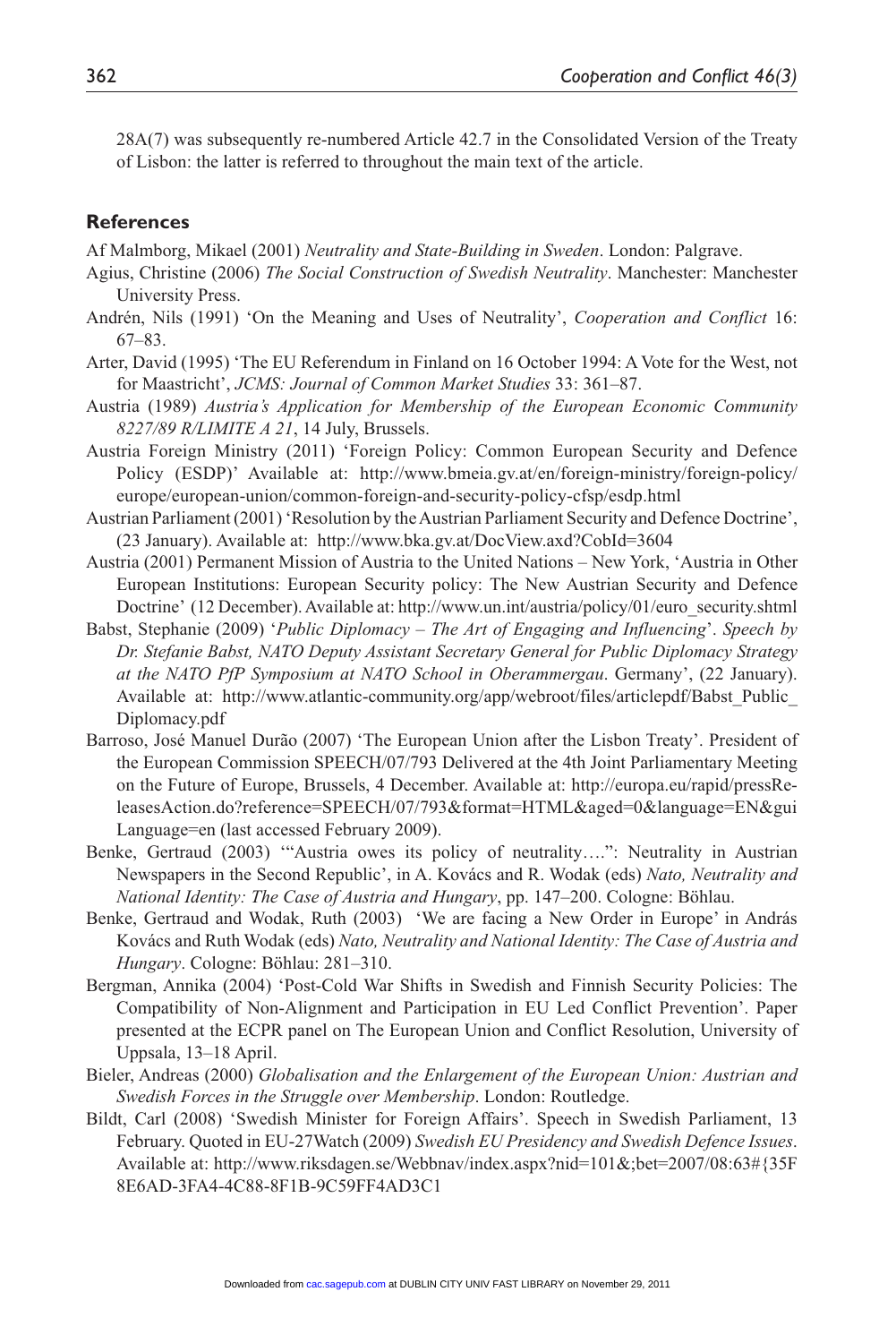28A(7) was subsequently re-numbered Article 42.7 in the Consolidated Version of the Treaty of Lisbon: the latter is referred to throughout the main text of the article.

## References

Af Malmborg, Mikael (2001) *Neutrality and State-Building in Sweden*. London: Palgrave.

Agius, Christine (2006) *The Social Construction of Swedish Neutrality*. Manchester: Manchester University Press.

Andrén, Nils (1991) 'On the Meaning and Uses of Neutrality', *Cooperation and Conflict* 16: 67–83.

Arter, David (1995) 'The EU Referendum in Finland on 16 October 1994: A Vote for the West, not for Maastricht', *JCMS: Journal of Common Market Studies* 33: 361–87.

Austria (1989) *Austria's Application for Membership of the European Economic Community 8227/89 R/LIMITE A 21*, 14 July, Brussels.

Austria Foreign Ministry (2011) 'Foreign Policy: Common European Security and Defence Policy (ESDP)' Available at: http://www.bmeia.gv.at/en/foreign-ministry/foreign-policy/europe/european-union/common-foreign-and-security-policy-cfsp/esdp.html

Austrian Parliament (2001) 'Resolution by the Austrian Parliament Security and Defence Doctrine', (23 January). Available at: http://www.bka.gv.at/DocView.axd?CobId=3604

Austria (2001) Permanent Mission of Austria to the United Nations – New York, 'Austria in Other European Institutions: European Security policy: The New Austrian Security and Defence Doctrine' (12 December). Available at: http://www.un.int/austria/policy/01/euro_security.shtml

Babst, Stephanie (2009) '*Public Diplomacy – The Art of Engaging and Influencing*'. *Speech by Dr. Stefanie Babst, NATO Deputy Assistant Secretary General for Public Diplomacy Strategy at the NATO PfP Symposium at NATO School in Oberammergau*. Germany', (22 January). Available at: http://www.atlantic-community.org/app/webroot/files/articlepdf/Babst_Public_Diplomacy.pdf

Barroso, José Manuel Durão (2007) 'The European Union after the Lisbon Treaty'. President of the European Commission SPEECH/07/793 Delivered at the 4th Joint Parliamentary Meeting on the Future of Europe, Brussels, 4 December. Available at: http://europa.eu/rapid/pressReleasesAction.do?reference=SPEECH/07/793&format=HTML&aged=0&language=EN&guiLanguage=en (last accessed February 2009).

Benke, Gertraud (2003) '"Austria owes its policy of neutrality….": Neutrality in Austrian Newspapers in the Second Republic', in A. Kovács and R. Wodak (eds) *Nato, Neutrality and National Identity: The Case of Austria and Hungary*, pp. 147–200. Cologne: Böhlau.

Benke, Gertraud and Wodak, Ruth (2003) 'We are facing a New Order in Europe' in András Kovács and Ruth Wodak (eds) *Nato, Neutrality and National Identity: The Case of Austria and Hungary*. Cologne: Böhlau: 281–310.

Bergman, Annika (2004) 'Post-Cold War Shifts in Swedish and Finnish Security Policies: The Compatibility of Non-Alignment and Participation in EU Led Conflict Prevention'. Paper presented at the ECPR panel on The European Union and Conflict Resolution, University of Uppsala, 13–18 April.

Bieler, Andreas (2000) *Globalisation and the Enlargement of the European Union: Austrian and Swedish Forces in the Struggle over Membership*. London: Routledge.

Bildt, Carl (2008) 'Swedish Minister for Foreign Affairs'. Speech in Swedish Parliament, 13 February. Quoted in EU-27Watch (2009) *Swedish EU Presidency and Swedish Defence Issues*. Available at: http://www.riksdagen.se/Webbnav/index.aspx?nid=101&;bet=2007/08:63#{35F8E6AD-3FA4-4C88-8F1B-9C59FF4AD3C1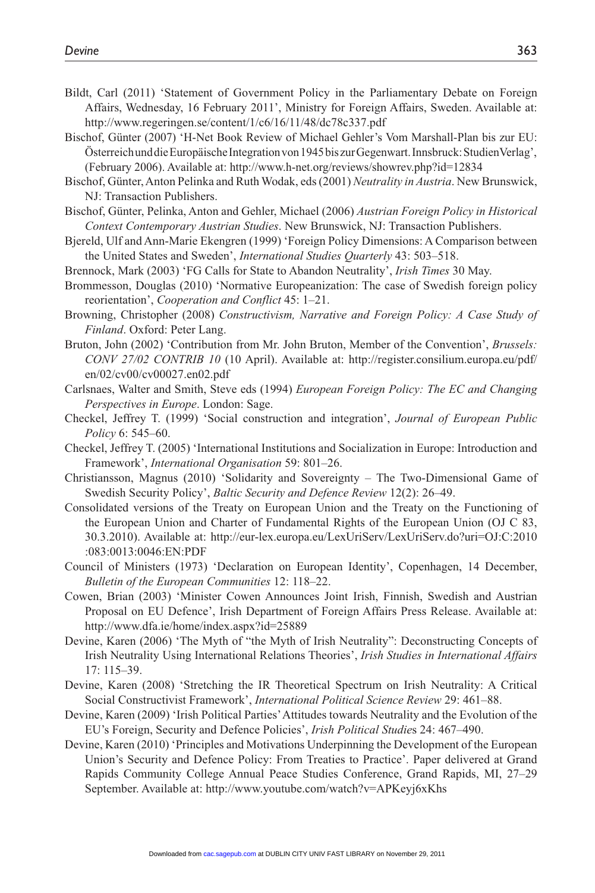Bildt, Carl (2011) 'Statement of Government Policy in the Parliamentary Debate on Foreign Affairs, Wednesday, 16 February 2011', Ministry for Foreign Affairs, Sweden. Available at: http://www.regeringen.se/content/1/c6/16/11/48/dc78c337.pdf

Bischof, Günter (2007) 'H-Net Book Review of Michael Gehler's Vom Marshall-Plan bis zur EU: Österreich und die Europäische Integration von 1945 bis zur Gegenwart. Innsbruck: StudienVerlag', (February 2006). Available at: http://www.h-net.org/reviews/showrev.php?id=12834

Bischof, Günter, Anton Pelinka and Ruth Wodak, eds (2001) *Neutrality in Austria*. New Brunswick, NJ: Transaction Publishers.

Bischof, Günter, Pelinka, Anton and Gehler, Michael (2006) *Austrian Foreign Policy in Historical Context Contemporary Austrian Studies*. New Brunswick, NJ: Transaction Publishers.

Bjereld, Ulf and Ann-Marie Ekengren (1999) 'Foreign Policy Dimensions: A Comparison between the United States and Sweden', *International Studies Quarterly* 43: 503–518.

Brennock, Mark (2003) 'FG Calls for State to Abandon Neutrality', *Irish Times* 30 May.

Brommesson, Douglas (2010) 'Normative Europeanization: The case of Swedish foreign policy reorientation', *Cooperation and Conflict* 45: 1–21.

Browning, Christopher (2008) *Constructivism, Narrative and Foreign Policy: A Case Study of Finland*. Oxford: Peter Lang.

Bruton, John (2002) 'Contribution from Mr. John Bruton, Member of the Convention', *Brussels: CONV 27/02 CONTRIB 10* (10 April). Available at: http://register.consilium.europa.eu/pdf/en/02/cv00/cv00027.en02.pdf

Carlsnaes, Walter and Smith, Steve eds (1994) *European Foreign Policy: The EC and Changing Perspectives in Europe*. London: Sage.

Checkel, Jeffrey T. (1999) 'Social construction and integration', *Journal of European Public Policy* 6: 545–60.

Checkel, Jeffrey T. (2005) 'International Institutions and Socialization in Europe: Introduction and Framework', *International Organisation* 59: 801–26.

Christiansson, Magnus (2010) 'Solidarity and Sovereignty – The Two-Dimensional Game of Swedish Security Policy', *Baltic Security and Defence Review* 12(2): 26–49.

Consolidated versions of the Treaty on European Union and the Treaty on the Functioning of the European Union and Charter of Fundamental Rights of the European Union (OJ C 83, 30.3.2010). Available at: http://eur-lex.europa.eu/LexUriServ/LexUriServ.do?uri=OJ:C:2010:083:0013:0046:EN:PDF

Council of Ministers (1973) 'Declaration on European Identity', Copenhagen, 14 December, *Bulletin of the European Communities* 12: 118–22.

Cowen, Brian (2003) 'Minister Cowen Announces Joint Irish, Finnish, Swedish and Austrian Proposal on EU Defence', Irish Department of Foreign Affairs Press Release. Available at: http://www.dfa.ie/home/index.aspx?id=25889

Devine, Karen (2006) 'The Myth of "the Myth of Irish Neutrality": Deconstructing Concepts of Irish Neutrality Using International Relations Theories', *Irish Studies in International Affairs* 17: 115–39.

Devine, Karen (2008) 'Stretching the IR Theoretical Spectrum on Irish Neutrality: A Critical Social Constructivist Framework', *International Political Science Review* 29: 461–88.

Devine, Karen (2009) 'Irish Political Parties' Attitudes towards Neutrality and the Evolution of the EU's Foreign, Security and Defence Policies', *Irish Political Studies* 24: 467–490.

Devine, Karen (2010) 'Principles and Motivations Underpinning the Development of the European Union's Security and Defence Policy: From Treaties to Practice'. Paper delivered at Grand Rapids Community College Annual Peace Studies Conference, Grand Rapids, MI, 27–29 September. Available at: http://www.youtube.com/watch?v=APKeyj6xKhs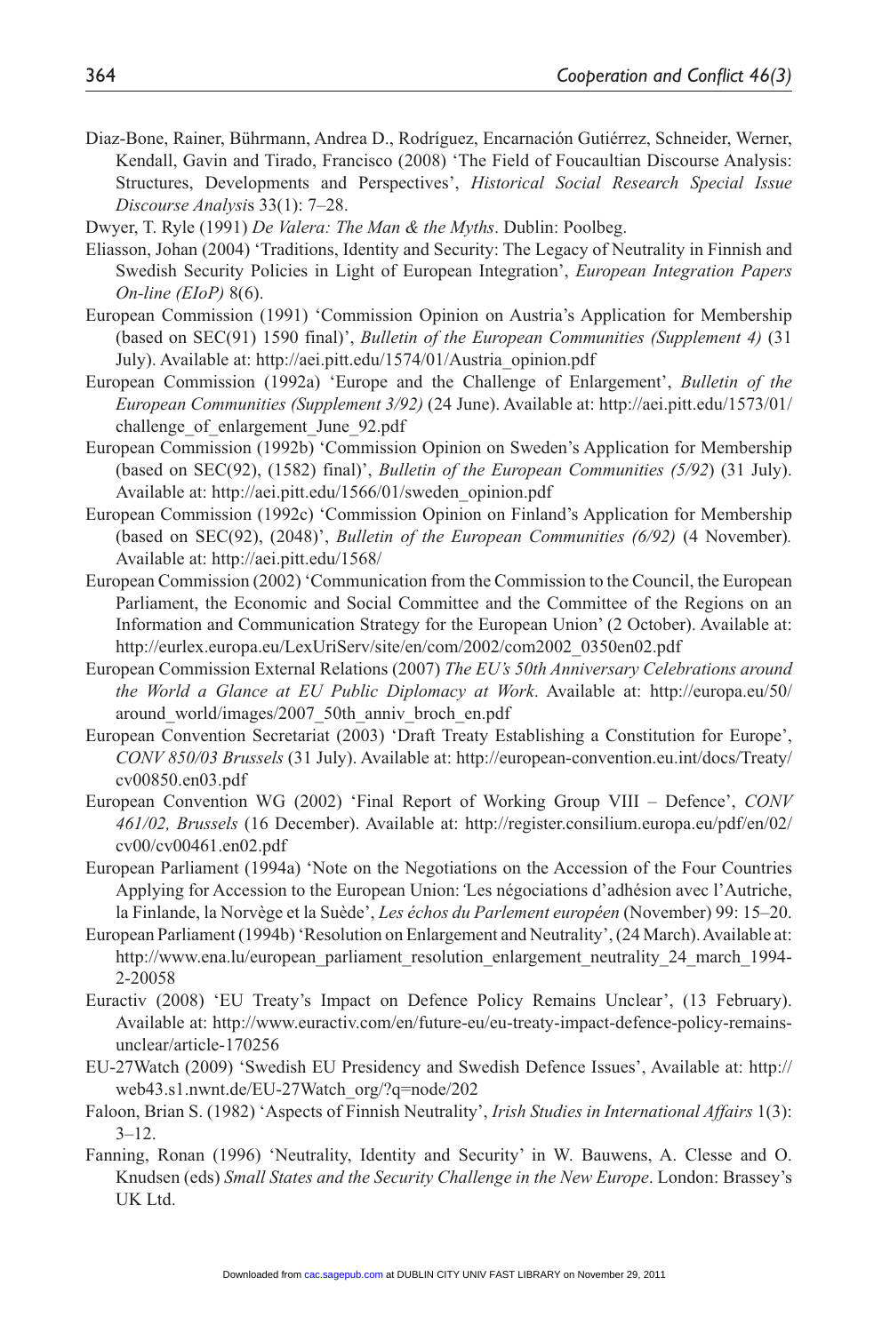Diaz-Bone, Rainer, Bührmann, Andrea D., Rodríguez, Encarnación Gutiérrez, Schneider, Werner, Kendall, Gavin and Tirado, Francisco (2008) 'The Field of Foucaultian Discourse Analysis: Structures, Developments and Perspectives', *Historical Social Research Special Issue Discourse Analysis* 33(1): 7–28.

Dwyer, T. Ryle (1991) *De Valera: The Man & the Myths*. Dublin: Poolbeg.

Eliasson, Johan (2004) 'Traditions, Identity and Security: The Legacy of Neutrality in Finnish and Swedish Security Policies in Light of European Integration', *European Integration Papers On-line (EIoP)* 8(6).

European Commission (1991) 'Commission Opinion on Austria's Application for Membership (based on SEC(91) 1590 final)', *Bulletin of the European Communities (Supplement 4)* (31 July). Available at: http://aei.pitt.edu/1574/01/Austria_opinion.pdf

European Commission (1992a) 'Europe and the Challenge of Enlargement', *Bulletin of the European Communities (Supplement 3/92)* (24 June). Available at: http://aei.pitt.edu/1573/01/challenge_of_enlargement_June_92.pdf

European Commission (1992b) 'Commission Opinion on Sweden's Application for Membership (based on SEC(92), (1582) final)', *Bulletin of the European Communities (5/92*) (31 July). Available at: http://aei.pitt.edu/1566/01/sweden_opinion.pdf

European Commission (1992c) 'Commission Opinion on Finland's Application for Membership (based on SEC(92), (2048)', *Bulletin of the European Communities (6/92)* (4 November)*.* Available at: http://aei.pitt.edu/1568/

European Commission (2002) 'Communication from the Commission to the Council, the European Parliament, the Economic and Social Committee and the Committee of the Regions on an Information and Communication Strategy for the European Union' (2 October). Available at: http://eurlex.europa.eu/LexUriServ/site/en/com/2002/com2002_0350en02.pdf

European Commission External Relations (2007) *The EU's 50th Anniversary Celebrations around the World a Glance at EU Public Diplomacy at Work*. Available at: http://europa.eu/50/around_world/images/2007_50th_anniv_broch_en.pdf

European Convention Secretariat (2003) 'Draft Treaty Establishing a Constitution for Europe', *CONV 850/03 Brussels* (31 July). Available at: http://european-convention.eu.int/docs/Treaty/cv00850.en03.pdf

European Convention WG (2002) 'Final Report of Working Group VIII – Defence', *CONV 461/02, Brussels* (16 December). Available at: http://register.consilium.europa.eu/pdf/en/02/cv00/cv00461.en02.pdf

European Parliament (1994a) 'Note on the Negotiations on the Accession of the Four Countries Applying for Accession to the European Union: 'Les négociations d'adhésion avec l'Autriche, la Finlande, la Norvège et la Suède', *Les échos du Parlement européen* (November) 99: 15–20.

European Parliament (1994b) 'Resolution on Enlargement and Neutrality', (24 March). Available at: http://www.ena.lu/european_parliament_resolution_enlargement_neutrality_24_march_1994-2-20058

Euractiv (2008) 'EU Treaty's Impact on Defence Policy Remains Unclear', (13 February). Available at: http://www.euractiv.com/en/future-eu/eu-treaty-impact-defence-policy-remains-unclear/article-170256

EU-27Watch (2009) 'Swedish EU Presidency and Swedish Defence Issues', Available at: http://web43.s1.nwnt.de/EU-27Watch_org/?q=node/202

Faloon, Brian S. (1982) 'Aspects of Finnish Neutrality', *Irish Studies in International Affairs* 1(3): 3–12.

Fanning, Ronan (1996) 'Neutrality, Identity and Security' in W. Bauwens, A. Clesse and O. Knudsen (eds) *Small States and the Security Challenge in the New Europe*. London: Brassey's UK Ltd.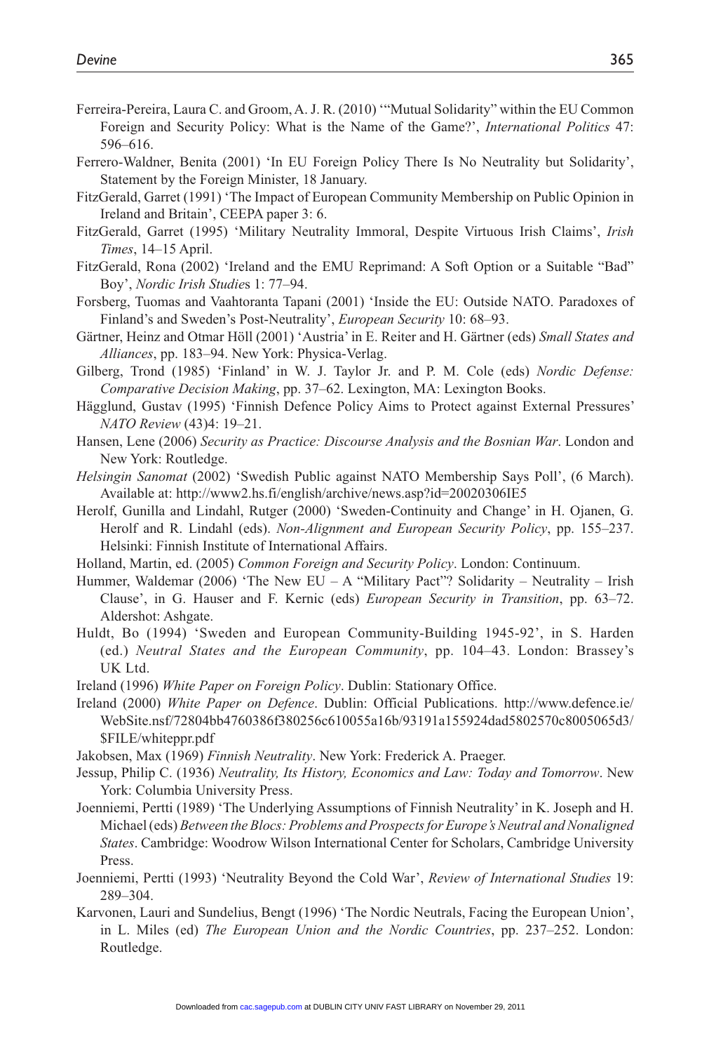Ferreira-Pereira, Laura C. and Groom, A. J. R. (2010) '"Mutual Solidarity" within the EU Common Foreign and Security Policy: What is the Name of the Game?', *International Politics* 47: 596–616.

Ferrero-Waldner, Benita (2001) 'In EU Foreign Policy There Is No Neutrality but Solidarity', Statement by the Foreign Minister, 18 January.

FitzGerald, Garret (1991) 'The Impact of European Community Membership on Public Opinion in Ireland and Britain', CEEPA paper 3: 6.

FitzGerald, Garret (1995) 'Military Neutrality Immoral, Despite Virtuous Irish Claims', *Irish Times*, 14–15 April.

FitzGerald, Rona (2002) 'Ireland and the EMU Reprimand: A Soft Option or a Suitable "Bad" Boy', *Nordic Irish Studies* 1: 77–94.

Forsberg, Tuomas and Vaahtoranta Tapani (2001) 'Inside the EU: Outside NATO. Paradoxes of Finland's and Sweden's Post-Neutrality', *European Security* 10: 68–93.

Gärtner, Heinz and Otmar Höll (2001) 'Austria' in E. Reiter and H. Gärtner (eds) *Small States and Alliances*, pp. 183–94. New York: Physica-Verlag.

Gilberg, Trond (1985) 'Finland' in W. J. Taylor Jr. and P. M. Cole (eds) *Nordic Defense: Comparative Decision Making*, pp. 37–62. Lexington, MA: Lexington Books.

Hägglund, Gustav (1995) 'Finnish Defence Policy Aims to Protect against External Pressures' *NATO Review* (43)4: 19–21.

Hansen, Lene (2006) *Security as Practice: Discourse Analysis and the Bosnian War*. London and New York: Routledge.

*Helsingin Sanomat* (2002) 'Swedish Public against NATO Membership Says Poll', (6 March). Available at: http://www2.hs.fi/english/archive/news.asp?id=20020306IE5

Herolf, Gunilla and Lindahl, Rutger (2000) 'Sweden-Continuity and Change' in H. Ojanen, G. Herolf and R. Lindahl (eds). *Non-Alignment and European Security Policy*, pp. 155–237. Helsinki: Finnish Institute of International Affairs.

Holland, Martin, ed. (2005) *Common Foreign and Security Policy*. London: Continuum.

Hummer, Waldemar (2006) 'The New EU – A "Military Pact"? Solidarity – Neutrality – Irish Clause', in G. Hauser and F. Kernic (eds) *European Security in Transition*, pp. 63–72. Aldershot: Ashgate.

Huldt, Bo (1994) 'Sweden and European Community-Building 1945-92', in S. Harden (ed.) *Neutral States and the European Community*, pp. 104–43. London: Brassey's UK Ltd.

Ireland (1996) *White Paper on Foreign Policy*. Dublin: Stationary Office.

Ireland (2000) *White Paper on Defence*. Dublin: Official Publications. http://www.defence.ie/WebSite.nsf/72804bb4760386f380256c610055a16b/93191a155924dad5802570c8005065d3/$FILE/whiteppr.pdf

Jakobsen, Max (1969) *Finnish Neutrality*. New York: Frederick A. Praeger.

Jessup, Philip C. (1936) *Neutrality, Its History, Economics and Law: Today and Tomorrow*. New York: Columbia University Press.

Joenniemi, Pertti (1989) 'The Underlying Assumptions of Finnish Neutrality' in K. Joseph and H. Michael (eds) *Between the Blocs: Problems and Prospects for Europe's Neutral and Nonaligned States*. Cambridge: Woodrow Wilson International Center for Scholars, Cambridge University Press.

Joenniemi, Pertti (1993) 'Neutrality Beyond the Cold War', *Review of International Studies* 19: 289–304.

Karvonen, Lauri and Sundelius, Bengt (1996) 'The Nordic Neutrals, Facing the European Union', in L. Miles (ed) *The European Union and the Nordic Countries*, pp. 237–252. London: Routledge.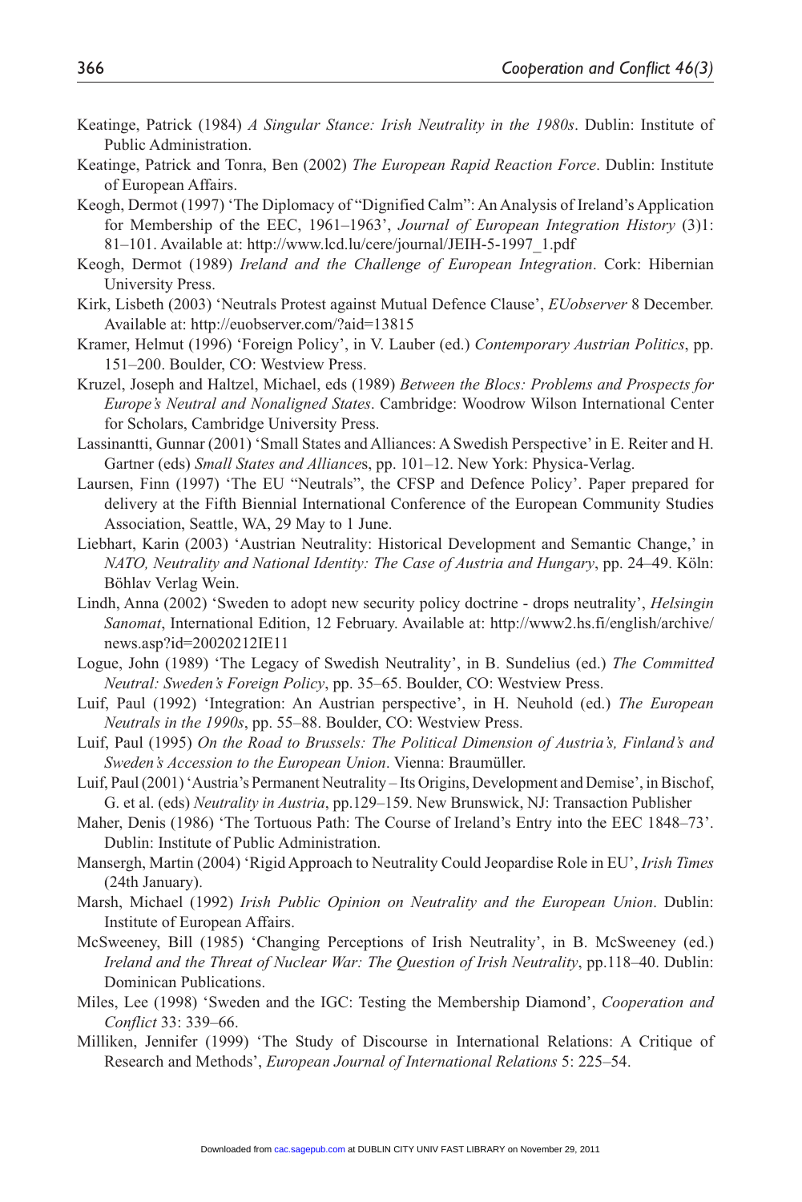Keatinge, Patrick (1984) *A Singular Stance: Irish Neutrality in the 1980s*. Dublin: Institute of Public Administration.

Keatinge, Patrick and Tonra, Ben (2002) *The European Rapid Reaction Force*. Dublin: Institute of European Affairs.

Keogh, Dermot (1997) 'The Diplomacy of "Dignified Calm": An Analysis of Ireland's Application for Membership of the EEC, 1961–1963', *Journal of European Integration History* (3)1: 81–101. Available at: http://www.lcd.lu/cere/journal/JEIH-5-1997_1.pdf

Keogh, Dermot (1989) *Ireland and the Challenge of European Integration*. Cork: Hibernian University Press.

Kirk, Lisbeth (2003) 'Neutrals Protest against Mutual Defence Clause', *EUobserver* 8 December. Available at: http://euobserver.com/?aid=13815

Kramer, Helmut (1996) 'Foreign Policy', in V. Lauber (ed.) *Contemporary Austrian Politics*, pp. 151–200. Boulder, CO: Westview Press.

Kruzel, Joseph and Haltzel, Michael, eds (1989) *Between the Blocs: Problems and Prospects for Europe's Neutral and Nonaligned States*. Cambridge: Woodrow Wilson International Center for Scholars, Cambridge University Press.

Lassinantti, Gunnar (2001) 'Small States and Alliances: A Swedish Perspective' in E. Reiter and H. Gartner (eds) *Small States and Alliances*, pp. 101–12. New York: Physica-Verlag.

Laursen, Finn (1997) 'The EU "Neutrals", the CFSP and Defence Policy'. Paper prepared for delivery at the Fifth Biennial International Conference of the European Community Studies Association, Seattle, WA, 29 May to 1 June.

Liebhart, Karin (2003) 'Austrian Neutrality: Historical Development and Semantic Change,' in *NATO, Neutrality and National Identity: The Case of Austria and Hungary*, pp. 24–49. Köln: Böhlav Verlag Wein.

Lindh, Anna (2002) 'Sweden to adopt new security policy doctrine - drops neutrality', *Helsingin Sanomat*, International Edition, 12 February. Available at: http://www2.hs.fi/english/archive/news.asp?id=20020212IE11

Logue, John (1989) 'The Legacy of Swedish Neutrality', in B. Sundelius (ed.) *The Committed Neutral: Sweden's Foreign Policy*, pp. 35–65. Boulder, CO: Westview Press.

Luif, Paul (1992) 'Integration: An Austrian perspective', in H. Neuhold (ed.) *The European Neutrals in the 1990s*, pp. 55–88. Boulder, CO: Westview Press.

Luif, Paul (1995) *On the Road to Brussels: The Political Dimension of Austria's, Finland's and Sweden's Accession to the European Union*. Vienna: Braumüller.

Luif, Paul (2001) 'Austria's Permanent Neutrality – Its Origins, Development and Demise', in Bischof, G. et al. (eds) *Neutrality in Austria*, pp.129–159. New Brunswick, NJ: Transaction Publisher

Maher, Denis (1986) 'The Tortuous Path: The Course of Ireland's Entry into the EEC 1848–73'. Dublin: Institute of Public Administration.

Mansergh, Martin (2004) 'Rigid Approach to Neutrality Could Jeopardise Role in EU', *Irish Times* (24th January).

Marsh, Michael (1992) *Irish Public Opinion on Neutrality and the European Union*. Dublin: Institute of European Affairs.

McSweeney, Bill (1985) 'Changing Perceptions of Irish Neutrality', in B. McSweeney (ed.) *Ireland and the Threat of Nuclear War: The Question of Irish Neutrality*, pp.118–40. Dublin: Dominican Publications.

Miles, Lee (1998) 'Sweden and the IGC: Testing the Membership Diamond', *Cooperation and Conflict* 33: 339–66.

Milliken, Jennifer (1999) 'The Study of Discourse in International Relations: A Critique of Research and Methods', *European Journal of International Relations* 5: 225–54.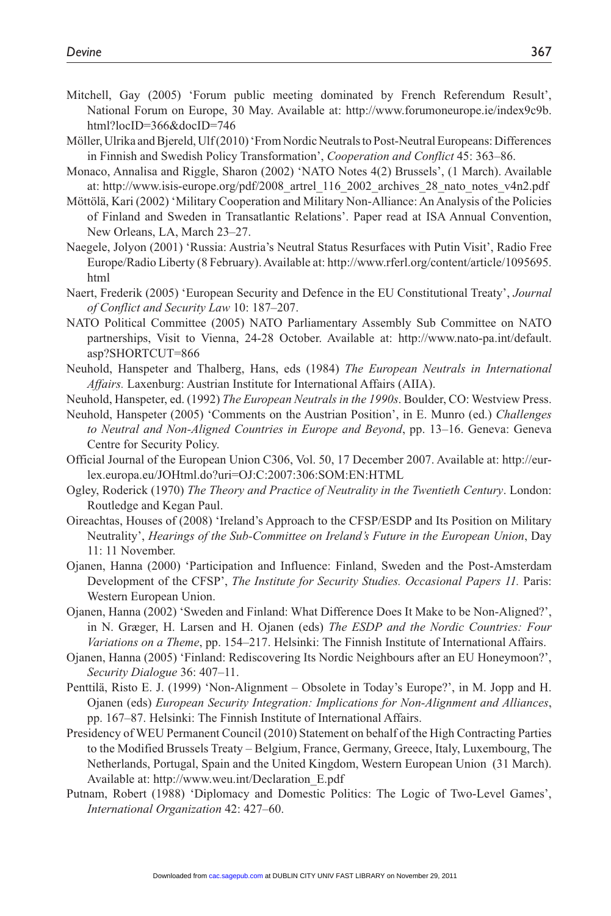Mitchell, Gay (2005) 'Forum public meeting dominated by French Referendum Result', National Forum on Europe, 30 May. Available at: http://www.forumoneurope.ie/index9c9b.html?locID=366&docID=746

Möller, Ulrika and Bjereld, Ulf (2010) 'From Nordic Neutrals to Post-Neutral Europeans: Differences in Finnish and Swedish Policy Transformation', *Cooperation and Conflict* 45: 363–86.

Monaco, Annalisa and Riggle, Sharon (2002) 'NATO Notes 4(2) Brussels', (1 March). Available at: http://www.isis-europe.org/pdf/2008_artrel_116_2002_archives_28_nato_notes_v4n2.pdf

Möttölä, Kari (2002) 'Military Cooperation and Military Non-Alliance: An Analysis of the Policies of Finland and Sweden in Transatlantic Relations'. Paper read at ISA Annual Convention, New Orleans, LA, March 23–27.

Naegele, Jolyon (2001) 'Russia: Austria's Neutral Status Resurfaces with Putin Visit', Radio Free Europe/Radio Liberty (8 February). Available at: http://www.rferl.org/content/article/1095695.html

Naert, Frederik (2005) 'European Security and Defence in the EU Constitutional Treaty', *Journal of Conflict and Security Law* 10: 187–207.

NATO Political Committee (2005) NATO Parliamentary Assembly Sub Committee on NATO partnerships, Visit to Vienna, 24-28 October. Available at: http://www.nato-pa.int/default.asp?SHORTCUT=866

Neuhold, Hanspeter and Thalberg, Hans, eds (1984) *The European Neutrals in International Affairs.* Laxenburg: Austrian Institute for International Affairs (AIIA).

Neuhold, Hanspeter, ed. (1992) *The European Neutrals in the 1990s*. Boulder, CO: Westview Press.

Neuhold, Hanspeter (2005) 'Comments on the Austrian Position', in E. Munro (ed.) *Challenges to Neutral and Non-Aligned Countries in Europe and Beyond*, pp. 13–16. Geneva: Geneva Centre for Security Policy.

Official Journal of the European Union C306, Vol. 50, 17 December 2007. Available at: http://eur-lex.europa.eu/JOHtml.do?uri=OJ:C:2007:306:SOM:EN:HTML

Ogley, Roderick (1970) *The Theory and Practice of Neutrality in the Twentieth Century*. London: Routledge and Kegan Paul.

Oireachtas, Houses of (2008) 'Ireland's Approach to the CFSP/ESDP and Its Position on Military Neutrality', *Hearings of the Sub-Committee on Ireland's Future in the European Union*, Day 11: 11 November.

Ojanen, Hanna (2000) 'Participation and Influence: Finland, Sweden and the Post-Amsterdam Development of the CFSP', *The Institute for Security Studies. Occasional Papers 11.* Paris: Western European Union.

Ojanen, Hanna (2002) 'Sweden and Finland: What Difference Does It Make to be Non-Aligned?', in N. Græger, H. Larsen and H. Ojanen (eds) *The ESDP and the Nordic Countries: Four Variations on a Theme*, pp. 154–217. Helsinki: The Finnish Institute of International Affairs.

Ojanen, Hanna (2005) 'Finland: Rediscovering Its Nordic Neighbours after an EU Honeymoon?', *Security Dialogue* 36: 407–11.

Penttilä, Risto E. J. (1999) 'Non-Alignment – Obsolete in Today's Europe?', in M. Jopp and H. Ojanen (eds) *European Security Integration: Implications for Non-Alignment and Alliances*, pp. 167–87. Helsinki: The Finnish Institute of International Affairs.

Presidency of WEU Permanent Council (2010) Statement on behalf of the High Contracting Parties to the Modified Brussels Treaty – Belgium, France, Germany, Greece, Italy, Luxembourg, The Netherlands, Portugal, Spain and the United Kingdom, Western European Union (31 March). Available at: http://www.weu.int/Declaration_E.pdf

Putnam, Robert (1988) 'Diplomacy and Domestic Politics: The Logic of Two-Level Games', *International Organization* 42: 427–60.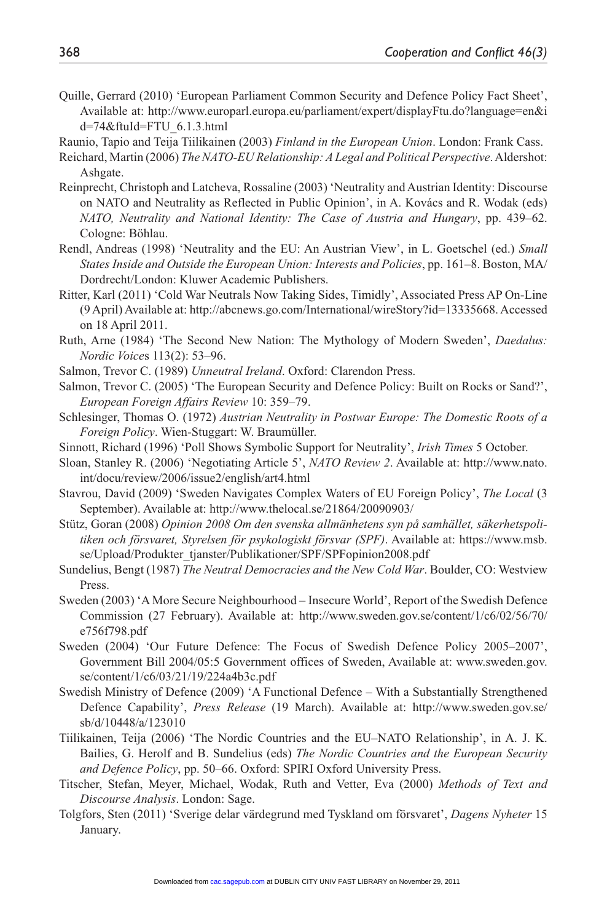Quille, Gerrard (2010) 'European Parliament Common Security and Defence Policy Fact Sheet', Available at: http://www.europarl.europa.eu/parliament/expert/displayFtu.do?language=en&id=74&ftuId=FTU_6.1.3.html

Raunio, Tapio and Teija Tiilikainen (2003) *Finland in the European Union*. London: Frank Cass.

Reichard, Martin (2006) *The NATO-EU Relationship: A Legal and Political Perspective*. Aldershot: Ashgate.

Reinprecht, Christoph and Latcheva, Rossaline (2003) 'Neutrality and Austrian Identity: Discourse on NATO and Neutrality as Reflected in Public Opinion', in A. Kovács and R. Wodak (eds) *NATO, Neutrality and National Identity: The Case of Austria and Hungary*, pp. 439–62. Cologne: Böhlau.

Rendl, Andreas (1998) 'Neutrality and the EU: An Austrian View', in L. Goetschel (ed.) *Small States Inside and Outside the European Union: Interests and Policies*, pp. 161–8. Boston, MA/Dordrecht/London: Kluwer Academic Publishers.

Ritter, Karl (2011) 'Cold War Neutrals Now Taking Sides, Timidly', Associated Press AP On-Line (9 April) Available at: http://abcnews.go.com/International/wireStory?id=13335668. Accessed on 18 April 2011.

Ruth, Arne (1984) 'The Second New Nation: The Mythology of Modern Sweden', *Daedalus: Nordic Voices* 113(2): 53–96.

Salmon, Trevor C. (1989) *Unneutral Ireland*. Oxford: Clarendon Press.

Salmon, Trevor C. (2005) 'The European Security and Defence Policy: Built on Rocks or Sand?', *European Foreign Affairs Review* 10: 359–79.

Schlesinger, Thomas O. (1972) *Austrian Neutrality in Postwar Europe: The Domestic Roots of a Foreign Policy*. Wien-Stuggart: W. Braumüller.

Sinnott, Richard (1996) 'Poll Shows Symbolic Support for Neutrality', *Irish Times* 5 October.

Sloan, Stanley R. (2006) 'Negotiating Article 5', *NATO Review 2*. Available at: http://www.nato.int/docu/review/2006/issue2/english/art4.html

Stavrou, David (2009) 'Sweden Navigates Complex Waters of EU Foreign Policy', *The Local* (3 September). Available at: http://www.thelocal.se/21864/20090903/

Stütz, Goran (2008) *Opinion 2008 Om den svenska allmänhetens syn på samhället, säkerhetspolitiken och försvaret, Styrelsen för psykologiskt försvar (SPF)*. Available at: https://www.msb.se/Upload/Produkter_tjanster/Publikationer/SPF/SPFopinion2008.pdf

Sundelius, Bengt (1987) *The Neutral Democracies and the New Cold War*. Boulder, CO: Westview Press.

Sweden (2003) 'A More Secure Neighbourhood – Insecure World', Report of the Swedish Defence Commission (27 February). Available at: http://www.sweden.gov.se/content/1/c6/02/56/70/e756f798.pdf

Sweden (2004) 'Our Future Defence: The Focus of Swedish Defence Policy 2005–2007', Government Bill 2004/05:5 Government offices of Sweden, Available at: www.sweden.gov.se/content/1/c6/03/21/19/224a4b3c.pdf

Swedish Ministry of Defence (2009) 'A Functional Defence – With a Substantially Strengthened Defence Capability', *Press Release* (19 March). Available at: http://www.sweden.gov.se/sb/d/10448/a/123010

Tiilikainen, Teija (2006) 'The Nordic Countries and the EU–NATO Relationship', in A. J. K. Bailies, G. Herolf and B. Sundelius (eds) *The Nordic Countries and the European Security and Defence Policy*, pp. 50–66. Oxford: SPIRI Oxford University Press.

Titscher, Stefan, Meyer, Michael, Wodak, Ruth and Vetter, Eva (2000) *Methods of Text and Discourse Analysis*. London: Sage.

Tolgfors, Sten (2011) 'Sverige delar värdegrund med Tyskland om försvaret', *Dagens Nyheter* 15 January.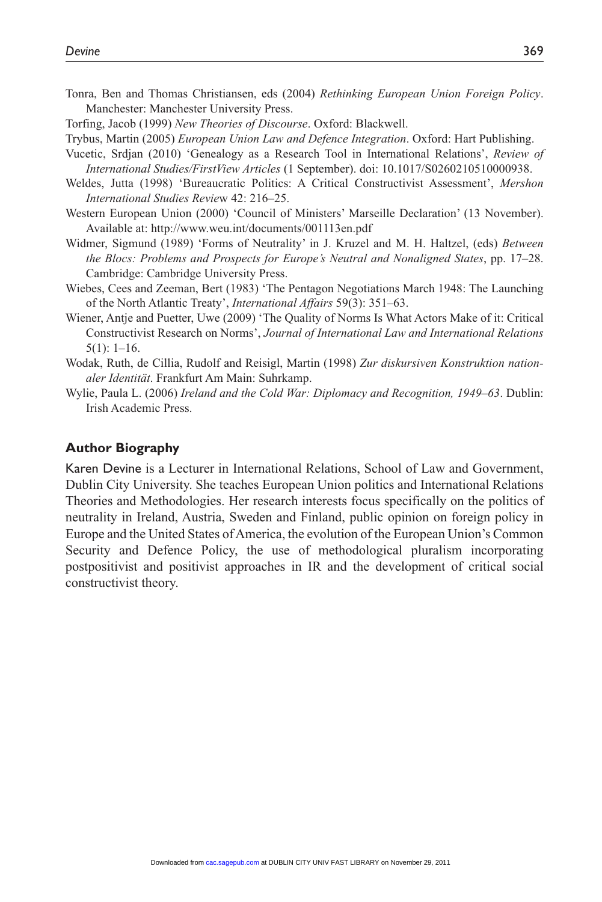Tonra, Ben and Thomas Christiansen, eds (2004) *Rethinking European Union Foreign Policy*. Manchester: Manchester University Press.

Torfing, Jacob (1999) *New Theories of Discourse*. Oxford: Blackwell.

Trybus, Martin (2005) *European Union Law and Defence Integration*. Oxford: Hart Publishing.

Vucetic, Srdjan (2010) 'Genealogy as a Research Tool in International Relations', *Review of International Studies/FirstView Articles* (1 September). doi: 10.1017/S0260210510000938.

Weldes, Jutta (1998) 'Bureaucratic Politics: A Critical Constructivist Assessment', *Mershon International Studies Review* 42: 216–25.

Western European Union (2000) 'Council of Ministers' Marseille Declaration' (13 November). Available at: http://www.weu.int/documents/001113en.pdf

Widmer, Sigmund (1989) 'Forms of Neutrality' in J. Kruzel and M. H. Haltzel, (eds) *Between the Blocs: Problems and Prospects for Europe's Neutral and Nonaligned States*, pp. 17–28. Cambridge: Cambridge University Press.

Wiebes, Cees and Zeeman, Bert (1983) 'The Pentagon Negotiations March 1948: The Launching of the North Atlantic Treaty', *International Affairs* 59(3): 351–63.

Wiener, Antje and Puetter, Uwe (2009) 'The Quality of Norms Is What Actors Make of it: Critical Constructivist Research on Norms', *Journal of International Law and International Relations* 5(1): 1–16.

Wodak, Ruth, de Cillia, Rudolf and Reisigl, Martin (1998) *Zur diskursiven Konstruktion nationaler Identität*. Frankfurt Am Main: Suhrkamp.

Wylie, Paula L. (2006) *Ireland and the Cold War: Diplomacy and Recognition, 1949–63*. Dublin: Irish Academic Press.

## Author Biography

Karen Devine is a Lecturer in International Relations, School of Law and Government, Dublin City University. She teaches European Union politics and International Relations Theories and Methodologies. Her research interests focus specifically on the politics of neutrality in Ireland, Austria, Sweden and Finland, public opinion on foreign policy in Europe and the United States of America, the evolution of the European Union's Common Security and Defence Policy, the use of methodological pluralism incorporating postpositivist and positivist approaches in IR and the development of critical social constructivist theory.